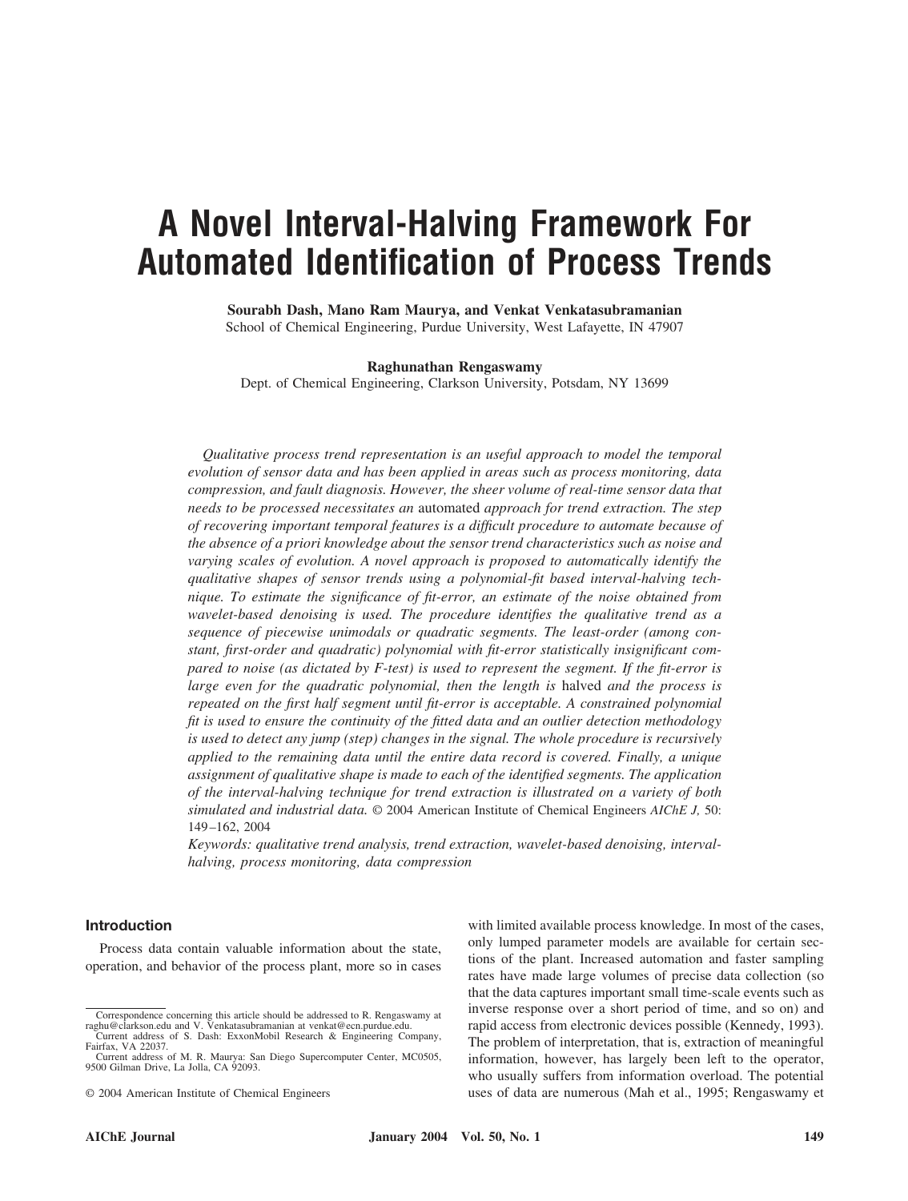# A Novel Interval-Halving Framework For Automated Identification of Process Trends

**Sourabh Dash, Mano Ram Maurya, and Venkat Venkatasubramanian**
School of Chemical Engineering, Purdue University, West Lafayette, IN 47907

**Raghunathan Rengaswamy**
Dept. of Chemical Engineering, Clarkson University, Potsdam, NY 13699

*Qualitative process trend representation is an useful approach to model the temporal evolution of sensor data and has been applied in areas such as process monitoring, data compression, and fault diagnosis. However, the sheer volume of real-time sensor data that needs to be processed necessitates an* automated *approach for trend extraction. The step of recovering important temporal features is a difficult procedure to automate because of the absence of a priori knowledge about the sensor trend characteristics such as noise and varying scales of evolution. A novel approach is proposed to automatically identify the qualitative shapes of sensor trends using a polynomial-fit based interval-halving technique. To estimate the significance of fit-error, an estimate of the noise obtained from wavelet-based denoising is used. The procedure identifies the qualitative trend as a sequence of piecewise unimodals or quadratic segments. The least-order (among constant, first-order and quadratic) polynomial with fit-error statistically insignificant compared to noise (as dictated by F-test) is used to represent the segment. If the fit-error is large even for the quadratic polynomial, then the length is* halved *and the process is repeated on the first half segment until fit-error is acceptable. A constrained polynomial fit is used to ensure the continuity of the fitted data and an outlier detection methodology is used to detect any jump (step) changes in the signal. The whole procedure is recursively applied to the remaining data until the entire data record is covered. Finally, a unique assignment of qualitative shape is made to each of the identified segments. The application of the interval-halving technique for trend extraction is illustrated on a variety of both simulated and industrial data.* © 2004 American Institute of Chemical Engineers *AIChE J,* 50: 149–162, 2004

*Keywords: qualitative trend analysis, trend extraction, wavelet-based denoising, interval-halving, process monitoring, data compression*

## Introduction

Process data contain valuable information about the state, operation, and behavior of the process plant, more so in cases with limited available process knowledge. In most of the cases, only lumped parameter models are available for certain sections of the plant. Increased automation and faster sampling rates have made large volumes of precise data collection (so that the data captures important small time-scale events such as inverse response over a short period of time, and so on) and rapid access from electronic devices possible (Kennedy, 1993). The problem of interpretation, that is, extraction of meaningful information, however, has largely been left to the operator, who usually suffers from information overload. The potential uses of data are numerous (Mah et al., 1995; Rengaswamy et

---

Correspondence concerning this article should be addressed to R. Rengaswamy at raghu@clarkson.edu and V. Venkatasubramanian at venkat@ecn.purdue.edu.

Current address of S. Dash: ExxonMobil Research & Engineering Company, Fairfax, VA 22037.

Current address of M. R. Maurya: San Diego Supercomputer Center, MC0505, 9500 Gilman Drive, La Jolla, CA 92093.

© 2004 American Institute of Chemical Engineers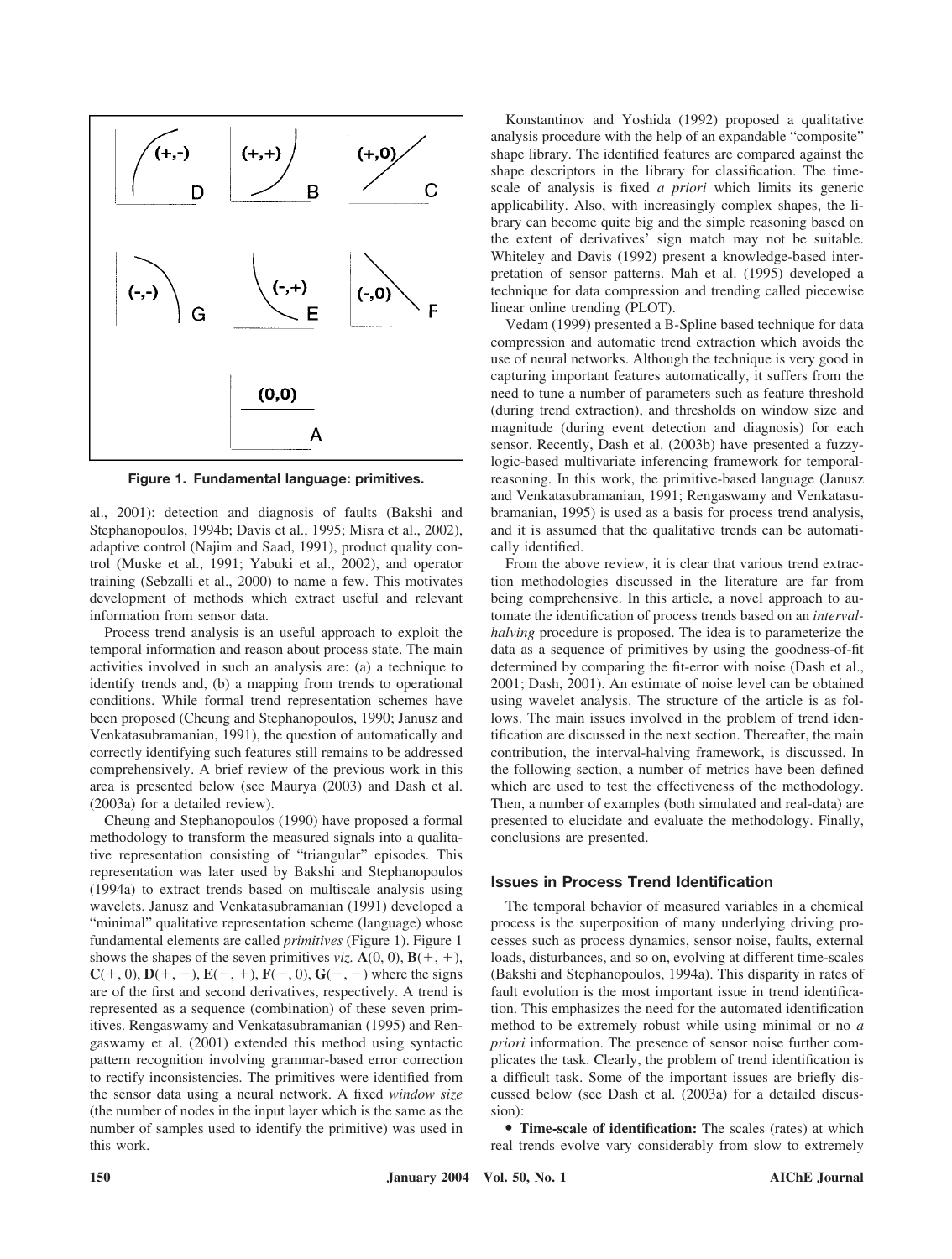Figure 1. Fundamental language: primitives.

al., 2001): detection and diagnosis of faults (Bakshi and Stephanopoulos, 1994b; Davis et al., 1995; Misra et al., 2002), adaptive control (Najim and Saad, 1991), product quality control (Muske et al., 1991; Yabuki et al., 2002), and operator training (Sebzalli et al., 2000) to name a few. This motivates development of methods which extract useful and relevant information from sensor data.

Process trend analysis is an useful approach to exploit the temporal information and reason about process state. The main activities involved in such an analysis are: (a) a technique to identify trends and, (b) a mapping from trends to operational conditions. While formal trend representation schemes have been proposed (Cheung and Stephanopoulos, 1990; Janusz and Venkatasubramanian, 1991), the question of automatically and correctly identifying such features still remains to be addressed comprehensively. A brief review of the previous work in this area is presented below (see Maurya (2003) and Dash et al. (2003a) for a detailed review).

Cheung and Stephanopoulos (1990) have proposed a formal methodology to transform the measured signals into a qualitative representation consisting of "triangular" episodes. This representation was later used by Bakshi and Stephanopoulos (1994a) to extract trends based on multiscale analysis using wavelets. Janusz and Venkatasubramanian (1991) developed a "minimal" qualitative representation scheme (language) whose fundamental elements are called *primitives* (Figure 1). Figure 1 shows the shapes of the seven primitives *viz.* **A**(0, 0), **B**(+, +), **C**(+, 0), **D**(+, −), **E**(−, +), **F**(−, 0), **G**(−, −) where the signs are of the first and second derivatives, respectively. A trend is represented as a sequence (combination) of these seven primitives. Rengaswamy and Venkatasubramanian (1995) and Rengaswamy et al. (2001) extended this method using syntactic pattern recognition involving grammar-based error correction to rectify inconsistencies. The primitives were identified from the sensor data using a neural network. A fixed *window size* (the number of nodes in the input layer which is the same as the number of samples used to identify the primitive) was used in this work.

Konstantinov and Yoshida (1992) proposed a qualitative analysis procedure with the help of an expandable "composite" shape library. The identified features are compared against the shape descriptors in the library for classification. The time-scale of analysis is fixed *a priori* which limits its generic applicability. Also, with increasingly complex shapes, the library can become quite big and the simple reasoning based on the extent of derivatives' sign match may not be suitable. Whiteley and Davis (1992) present a knowledge-based interpretation of sensor patterns. Mah et al. (1995) developed a technique for data compression and trending called piecewise linear online trending (PLOT).

Vedam (1999) presented a B-Spline based technique for data compression and automatic trend extraction which avoids the use of neural networks. Although the technique is very good in capturing important features automatically, it suffers from the need to tune a number of parameters such as feature threshold (during trend extraction), and thresholds on window size and magnitude (during event detection and diagnosis) for each sensor. Recently, Dash et al. (2003b) have presented a fuzzy-logic-based multivariate inferencing framework for temporal-reasoning. In this work, the primitive-based language (Janusz and Venkatasubramanian, 1991; Rengaswamy and Venkatasubramanian, 1995) is used as a basis for process trend analysis, and it is assumed that the qualitative trends can be automatically identified.

From the above review, it is clear that various trend extraction methodologies discussed in the literature are far from being comprehensive. In this article, a novel approach to automate the identification of process trends based on an *interval-halving* procedure is proposed. The idea is to parameterize the data as a sequence of primitives by using the goodness-of-fit determined by comparing the fit-error with noise (Dash et al., 2001; Dash, 2001). An estimate of noise level can be obtained using wavelet analysis. The structure of the article is as follows. The main issues involved in the problem of trend identification are discussed in the next section. Thereafter, the main contribution, the interval-halving framework, is discussed. In the following section, a number of metrics have been defined which are used to test the effectiveness of the methodology. Then, a number of examples (both simulated and real-data) are presented to elucidate and evaluate the methodology. Finally, conclusions are presented.

## Issues in Process Trend Identification

The temporal behavior of measured variables in a chemical process is the superposition of many underlying driving processes such as process dynamics, sensor noise, faults, external loads, disturbances, and so on, evolving at different time-scales (Bakshi and Stephanopoulos, 1994a). This disparity in rates of fault evolution is the most important issue in trend identification. This emphasizes the need for the automated identification method to be extremely robust while using minimal or no *a priori* information. The presence of sensor noise further complicates the task. Clearly, the problem of trend identification is a difficult task. Some of the important issues are briefly discussed below (see Dash et al. (2003a) for a detailed discussion):

- **Time-scale of identification:** The scales (rates) at which real trends evolve vary considerably from slow to extremely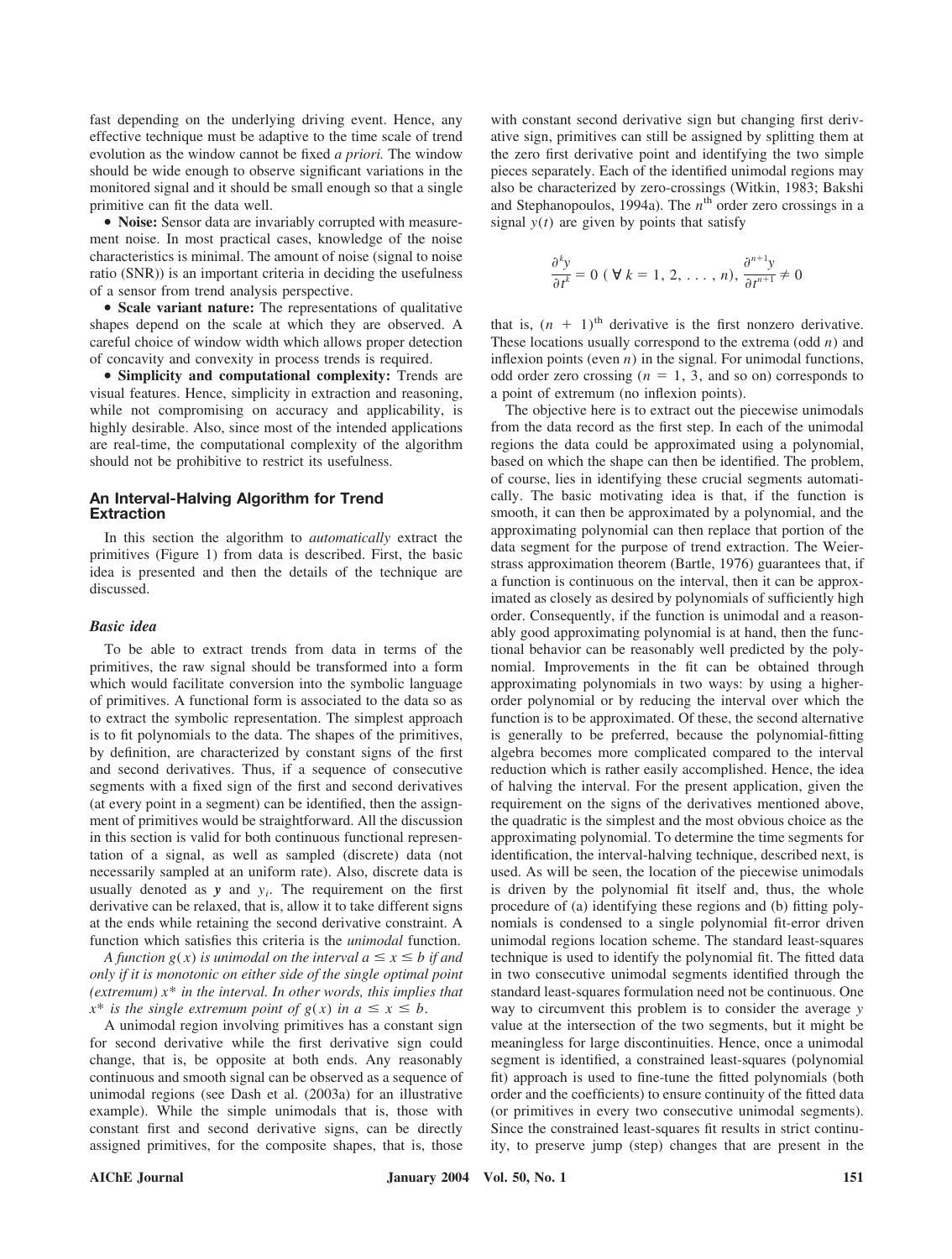fast depending on the underlying driving event. Hence, any effective technique must be adaptive to the time scale of trend evolution as the window cannot be fixed *a priori.* The window should be wide enough to observe significant variations in the monitored signal and it should be small enough so that a single primitive can fit the data well.

- **Noise:** Sensor data are invariably corrupted with measurement noise. In most practical cases, knowledge of the noise characteristics is minimal. The amount of noise (signal to noise ratio (SNR)) is an important criteria in deciding the usefulness of a sensor from trend analysis perspective.
- **Scale variant nature:** The representations of qualitative shapes depend on the scale at which they are observed. A careful choice of window width which allows proper detection of concavity and convexity in process trends is required.
- **Simplicity and computational complexity:** Trends are visual features. Hence, simplicity in extraction and reasoning, while not compromising on accuracy and applicability, is highly desirable. Also, since most of the intended applications are real-time, the computational complexity of the algorithm should not be prohibitive to restrict its usefulness.

## An Interval-Halving Algorithm for Trend Extraction

In this section the algorithm to *automatically* extract the primitives (Figure 1) from data is described. First, the basic idea is presented and then the details of the technique are discussed.

### *Basic idea*

To be able to extract trends from data in terms of the primitives, the raw signal should be transformed into a form which would facilitate conversion into the symbolic language of primitives. A functional form is associated to the data so as to extract the symbolic representation. The simplest approach is to fit polynomials to the data. The shapes of the primitives, by definition, are characterized by constant signs of the first and second derivatives. Thus, if a sequence of consecutive segments with a fixed sign of the first and second derivatives (at every point in a segment) can be identified, then the assignment of primitives would be straightforward. All the discussion in this section is valid for both continuous functional representation of a signal, as well as sampled (discrete) data (not necessarily sampled at an uniform rate). Also, discrete data is usually denoted as $\boldsymbol{y}$ and $y_i$. The requirement on the first derivative can be relaxed, that is, allow it to take different signs at the ends while retaining the second derivative constraint. A function which satisfies this criteria is the *unimodal* function.

*A function $g(x)$ is unimodal on the interval $a \leq x \leq b$ if and only if it is monotonic on either side of the single optimal point (extremum) $x^*$ in the interval. In other words, this implies that $x^*$ is the single extremum point of $g(x)$ in $a \leq x \leq b$.*

A unimodal region involving primitives has a constant sign for second derivative while the first derivative sign could change, that is, be opposite at both ends. Any reasonably continuous and smooth signal can be observed as a sequence of unimodal regions (see Dash et al. (2003a) for an illustrative example). While the simple unimodals that is, those with constant first and second derivative signs, can be directly assigned primitives, for the composite shapes, that is, those with constant second derivative sign but changing first derivative sign, primitives can still be assigned by splitting them at the zero first derivative point and identifying the two simple pieces separately. Each of the identified unimodal regions may also be characterized by zero-crossings (Witkin, 1983; Bakshi and Stephanopoulos, 1994a). The $n^{\text{th}}$ order zero crossings in a signal $y(t)$ are given by points that satisfy

$$\frac{\partial^k y}{\partial t^k} = 0 \ (\forall\ k = 1, 2, \ldots, n), \ \frac{\partial^{n+1} y}{\partial t^{n+1}} \neq 0$$

that is, $(n + 1)^{\text{th}}$ derivative is the first nonzero derivative. These locations usually correspond to the extrema (odd $n$) and inflexion points (even $n$) in the signal. For unimodal functions, odd order zero crossing ($n = 1, 3,$ and so on) corresponds to a point of extremum (no inflexion points).

The objective here is to extract out the piecewise unimodals from the data record as the first step. In each of the unimodal regions the data could be approximated using a polynomial, based on which the shape can then be identified. The problem, of course, lies in identifying these crucial segments automatically. The basic motivating idea is that, if the function is smooth, it can then be approximated by a polynomial, and the approximating polynomial can then replace that portion of the data segment for the purpose of trend extraction. The Weierstrass approximation theorem (Bartle, 1976) guarantees that, if a function is continuous on the interval, then it can be approximated as closely as desired by polynomials of sufficiently high order. Consequently, if the function is unimodal and a reasonably good approximating polynomial is at hand, then the functional behavior can be reasonably well predicted by the polynomial. Improvements in the fit can be obtained through approximating polynomials in two ways: by using a higher-order polynomial or by reducing the interval over which the function is to be approximated. Of these, the second alternative is generally to be preferred, because the polynomial-fitting algebra becomes more complicated compared to the interval reduction which is rather easily accomplished. Hence, the idea of halving the interval. For the present application, given the requirement on the signs of the derivatives mentioned above, the quadratic is the simplest and the most obvious choice as the approximating polynomial. To determine the time segments for identification, the interval-halving technique, described next, is used. As will be seen, the location of the piecewise unimodals is driven by the polynomial fit itself and, thus, the whole procedure of (a) identifying these regions and (b) fitting polynomials is condensed to a single polynomial fit-error driven unimodal regions location scheme. The standard least-squares technique is used to identify the polynomial fit. The fitted data in two consecutive unimodal segments identified through the standard least-squares formulation need not be continuous. One way to circumvent this problem is to consider the average $y$ value at the intersection of the two segments, but it might be meaningless for large discontinuities. Hence, once a unimodal segment is identified, a constrained least-squares (polynomial fit) approach is used to fine-tune the fitted polynomials (both order and the coefficients) to ensure continuity of the fitted data (or primitives in every two consecutive unimodal segments). Since the constrained least-squares fit results in strict continuity, to preserve jump (step) changes that are present in the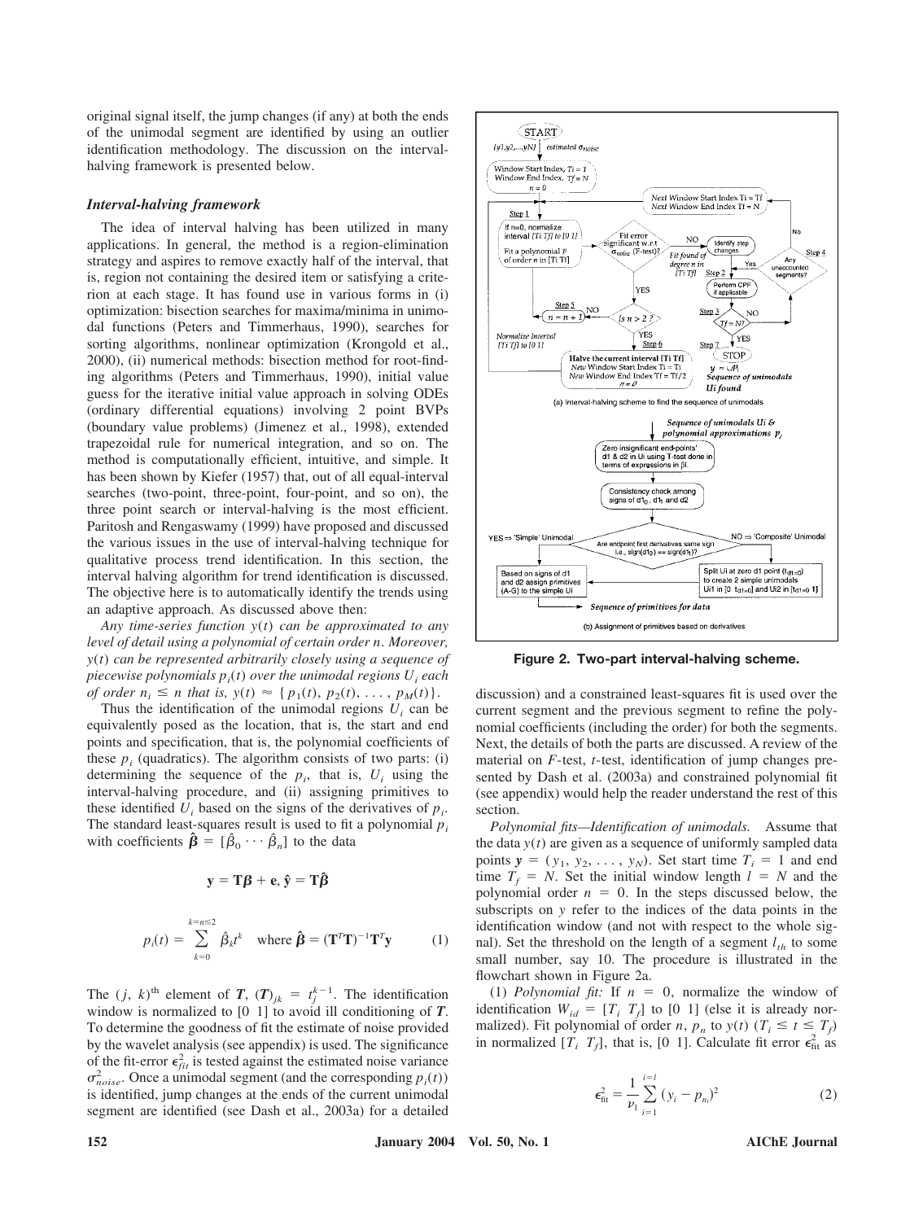original signal itself, the jump changes (if any) at both the ends of the unimodal segment are identified by using an outlier identification methodology. The discussion on the interval-halving framework is presented below.

### *Interval-halving framework*

The idea of interval halving has been utilized in many applications. In general, the method is a region-elimination strategy and aspires to remove exactly half of the interval, that is, region not containing the desired item or satisfying a criterion at each stage. It has found use in various forms in (i) optimization: bisection searches for maxima/minima in unimodal functions (Peters and Timmerhaus, 1990), searches for sorting algorithms, nonlinear optimization (Krongold et al., 2000), (ii) numerical methods: bisection method for root-finding algorithms (Peters and Timmerhaus, 1990), initial value guess for the iterative initial value approach in solving ODEs (ordinary differential equations) involving 2 point BVPs (boundary value problems) (Jimenez et al., 1998), extended trapezoidal rule for numerical integration, and so on. The method is computationally efficient, intuitive, and simple. It has been shown by Kiefer (1957) that, out of all equal-interval searches (two-point, three-point, four-point, and so on), the three point search or interval-halving is the most efficient. Paritosh and Rengaswamy (1999) have proposed and discussed the various issues in the use of interval-halving technique for qualitative process trend identification. In this section, the interval halving algorithm for trend identification is discussed. The objective here is to automatically identify the trends using an adaptive approach. As discussed above then:

*Any time-series function $y(t)$ can be approximated to any level of detail using a polynomial of certain order $n$. Moreover, $y(t)$ can be represented arbitrarily closely using a sequence of piecewise polynomials $p_i(t)$ over the unimodal regions $U_i$ each of order $n_i \leq n$ that is, $y(t) \approx \{p_1(t), p_2(t), \ldots, p_M(t)\}$.*

Thus the identification of the unimodal regions $U_i$ can be equivalently posed as the location, that is, the start and end points and specification, that is, the polynomial coefficients of these $p_i$ (quadratics). The algorithm consists of two parts: (i) determining the sequence of the $p_i$, that is, $U_i$ using the interval-halving procedure, and (ii) assigning primitives to these identified $U_i$ based on the signs of the derivatives of $p_i$. The standard least-squares result is used to fit a polynomial $p_i$ with coefficients $\hat{\boldsymbol{\beta}} = [\hat{\beta}_0 \cdots \hat{\beta}_n]$ to the data

$$\mathbf{y} = \mathbf{T}\boldsymbol{\beta} + \mathbf{e}, \ \hat{\mathbf{y}} = \mathbf{T}\hat{\boldsymbol{\beta}}$$

$$p_i(t) = \sum_{k=0}^{k=n\leq 2} \hat{\beta}_k t^k \quad \text{where } \hat{\boldsymbol{\beta}} = (\mathbf{T}^T\mathbf{T})^{-1}\mathbf{T}^T\mathbf{y} \tag{1}$$

The $(j, k)^{\text{th}}$ element of $\boldsymbol{T}$, $(\boldsymbol{T})_{jk} = t_j^{k-1}$. The identification window is normalized to [0 1] to avoid ill conditioning of $\boldsymbol{T}$. To determine the goodness of fit the estimate of noise provided by the wavelet analysis (see appendix) is used. The significance of the fit-error $\epsilon_{fit}^2$ is tested against the estimated noise variance $\sigma_{noise}^2$. Once a unimodal segment (and the corresponding $p_i(t)$) is identified, jump changes at the ends of the current unimodal segment are identified (see Dash et al., 2003a) for a detailed discussion) and a constrained least-squares fit is used over the current segment and the previous segment to refine the polynomial coefficients (including the order) for both the segments. Next, the details of both the parts are discussed. A review of the material on $F$-test, $t$-test, identification of jump changes presented by Dash et al. (2003a) and constrained polynomial fit (see appendix) would help the reader understand the rest of this section.

**Figure 2. Two-part interval-halving scheme.**

*Polynomial fits—Identification of unimodals.* Assume that the data $y(t)$ are given as a sequence of uniformly sampled data points $\boldsymbol{y} = (y_1, y_2, \ldots, y_N)$. Set start time $T_i = 1$ and end time $T_f = N$. Set the initial window length $l = N$ and the polynomial order $n = 0$. In the steps discussed below, the subscripts on $y$ refer to the indices of the data points in the identification window (and not with respect to the whole signal). Set the threshold on the length of a segment $l_{th}$ to some small number, say 10. The procedure is illustrated in the flowchart shown in Figure 2a.

(1) *Polynomial fit:* If $n = 0$, normalize the window of identification $W_{id} = [T_i \ T_f]$ to [0 1] (else it is already normalized). Fit polynomial of order $n$, $p_n$ to $y(t)$ $(T_i \leq t \leq T_f)$ in normalized $[T_i \ T_f]$, that is, [0 1]. Calculate fit error $\epsilon_{\text{fit}}^2$ as

$$\epsilon_{\text{fit}}^2 = \frac{1}{\nu_1} \sum_{i=1}^{i=l} (y_i - p_{n_i})^2 \tag{2}$$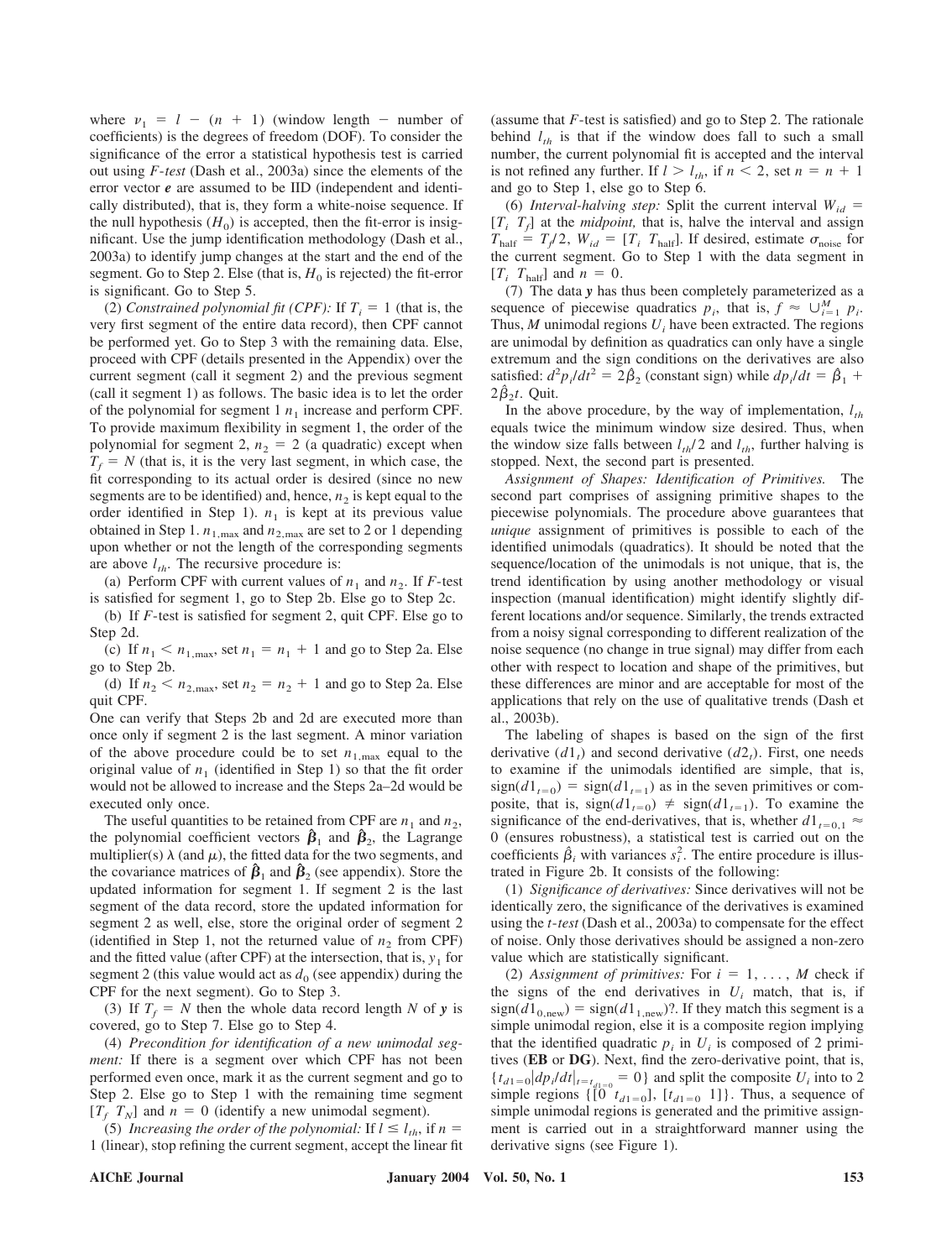where $\nu_1 = l - (n + 1)$ (window length − number of coefficients) is the degrees of freedom (DOF). To consider the significance of the error a statistical hypothesis test is carried out using *F-test* (Dash et al., 2003a) since the elements of the error vector $\boldsymbol{e}$ are assumed to be IID (independent and identically distributed), that is, they form a white-noise sequence. If the null hypothesis ($H_0$) is accepted, then the fit-error is insignificant. Use the jump identification methodology (Dash et al., 2003a) to identify jump changes at the start and the end of the segment. Go to Step 2. Else (that is, $H_0$ is rejected) the fit-error is significant. Go to Step 5.

(2) *Constrained polynomial fit (CPF):* If $T_i = 1$ (that is, the very first segment of the entire data record), then CPF cannot be performed yet. Go to Step 3 with the remaining data. Else, proceed with CPF (details presented in the Appendix) over the current segment (call it segment 2) and the previous segment (call it segment 1) as follows. The basic idea is to let the order of the polynomial for segment 1 $n_1$ increase and perform CPF. To provide maximum flexibility in segment 1, the order of the polynomial for segment 2, $n_2 = 2$ (a quadratic) except when $T_f = N$ (that is, it is the very last segment, in which case, the fit corresponding to its actual order is desired (since no new segments are to be identified) and, hence, $n_2$ is kept equal to the order identified in Step 1). $n_1$ is kept at its previous value obtained in Step 1. $n_{1,\max}$ and $n_{2,\max}$ are set to 2 or 1 depending upon whether or not the length of the corresponding segments are above $l_{th}$. The recursive procedure is:

(a) Perform CPF with current values of $n_1$ and $n_2$. If *F*-test is satisfied for segment 1, go to Step 2b. Else go to Step 2c.

(b) If *F*-test is satisfied for segment 2, quit CPF. Else go to Step 2d.

(c) If $n_1 < n_{1,\max}$, set $n_1 = n_1 + 1$ and go to Step 2a. Else go to Step 2b.

(d) If $n_2 < n_{2,\max}$, set $n_2 = n_2 + 1$ and go to Step 2a. Else quit CPF.

One can verify that Steps 2b and 2d are executed more than once only if segment 2 is the last segment. A minor variation of the above procedure could be to set $n_{1,\max}$ equal to the original value of $n_1$ (identified in Step 1) so that the fit order would not be allowed to increase and the Steps 2a–2d would be executed only once.

The useful quantities to be retained from CPF are $n_1$ and $n_2$, the polynomial coefficient vectors $\hat{\boldsymbol{\beta}}_1$ and $\hat{\boldsymbol{\beta}}_2$, the Lagrange multiplier(s) $\lambda$ (and $\mu$), the fitted data for the two segments, and the covariance matrices of $\hat{\boldsymbol{\beta}}_1$ and $\hat{\boldsymbol{\beta}}_2$ (see appendix). Store the updated information for segment 1. If segment 2 is the last segment of the data record, store the updated information for segment 2 as well, else, store the original order of segment 2 (identified in Step 1, not the returned value of $n_2$ from CPF) and the fitted value (after CPF) at the intersection, that is, $y_1$ for segment 2 (this value would act as $d_0$ (see appendix) during the CPF for the next segment). Go to Step 3.

(3) If $T_f = N$ then the whole data record length $N$ of $\boldsymbol{y}$ is covered, go to Step 7. Else go to Step 4.

(4) *Precondition for identification of a new unimodal segment:* If there is a segment over which CPF has not been performed even once, mark it as the current segment and go to Step 2. Else go to Step 1 with the remaining time segment $[T_f \; T_N]$ and $n = 0$ (identify a new unimodal segment).

(5) *Increasing the order of the polynomial:* If $l \leq l_{th}$, if $n = 1$ (linear), stop refining the current segment, accept the linear fit (assume that *F*-test is satisfied) and go to Step 2. The rationale behind $l_{th}$ is that if the window does fall to such a small number, the current polynomial fit is accepted and the interval is not refined any further. If $l > l_{th}$, if $n < 2$, set $n = n + 1$ and go to Step 1, else go to Step 6.

(6) *Interval-halving step:* Split the current interval $W_{id} = [T_i \; T_f]$ at the *midpoint,* that is, halve the interval and assign $T_{\text{half}} = T_f/2$, $W_{id} = [T_i \; T_{\text{half}}]$. If desired, estimate $\sigma_{\text{noise}}$ for the current segment. Go to Step 1 with the data segment in $[T_i \; T_{\text{half}}]$ and $n = 0$.

(7) The data $\boldsymbol{y}$ has thus been completely parameterized as a sequence of piecewise quadratics $p_i$, that is, $f \approx \cup_{i=1}^{M} p_i$. Thus, $M$ unimodal regions $U_i$ have been extracted. The regions are unimodal by definition as quadratics can only have a single extremum and the sign conditions on the derivatives are also satisfied: $d^2p_i/dt^2 = 2\hat{\beta}_2$ (constant sign) while $dp_i/dt = \hat{\beta}_1 + 2\hat{\beta}_2 t$. Quit.

In the above procedure, by the way of implementation, $l_{th}$ equals twice the minimum window size desired. Thus, when the window size falls between $l_{th}/2$ and $l_{th}$, further halving is stopped. Next, the second part is presented.

*Assignment of Shapes: Identification of Primitives.* The second part comprises of assigning primitive shapes to the piecewise polynomials. The procedure above guarantees that *unique* assignment of primitives is possible to each of the identified unimodals (quadratics). It should be noted that the sequence/location of the unimodals is not unique, that is, the trend identification by using another methodology or visual inspection (manual identification) might identify slightly different locations and/or sequence. Similarly, the trends extracted from a noisy signal corresponding to different realization of the noise sequence (no change in true signal) may differ from each other with respect to location and shape of the primitives, but these differences are minor and are acceptable for most of the applications that rely on the use of qualitative trends (Dash et al., 2003b).

The labeling of shapes is based on the sign of the first derivative ($d1_t$) and second derivative ($d2_t$). First, one needs to examine if the unimodals identified are simple, that is, $\text{sign}(d1_{t=0}) = \text{sign}(d1_{t=1})$ as in the seven primitives or composite, that is, $\text{sign}(d1_{t=0}) \neq \text{sign}(d1_{t=1})$. To examine the significance of the end-derivatives, that is, whether $d1_{t=0,1} \approx 0$ (ensures robustness), a statistical test is carried out on the coefficients $\hat{\beta}_i$ with variances $s_i^2$. The entire procedure is illustrated in Figure 2b. It consists of the following:

(1) *Significance of derivatives:* Since derivatives will not be identically zero, the significance of the derivatives is examined using the *t-test* (Dash et al., 2003a) to compensate for the effect of noise. Only those derivatives should be assigned a non-zero value which are statistically significant.

(2) *Assignment of primitives:* For $i = 1, \ldots, M$ check if the signs of the end derivatives in $U_i$ match, that is, if $\text{sign}(d1_{0,\text{new}}) = \text{sign}(d1_{1,\text{new}})$?. If they match this segment is a simple unimodal region, else it is a composite region implying that the identified quadratic $p_i$ in $U_i$ is composed of 2 primitives (**EB** or **DG**). Next, find the zero-derivative point, that is, $\{t_{d1=0} | dp_i/dt|_{t=t_{d1=0}} = 0\}$ and split the composite $U_i$ into to 2 simple regions $\{[0 \; t_{d1=0}], [t_{d1=0} \; 1]\}$. Thus, a sequence of simple unimodal regions is generated and the primitive assignment is carried out in a straightforward manner using the derivative signs (see Figure 1).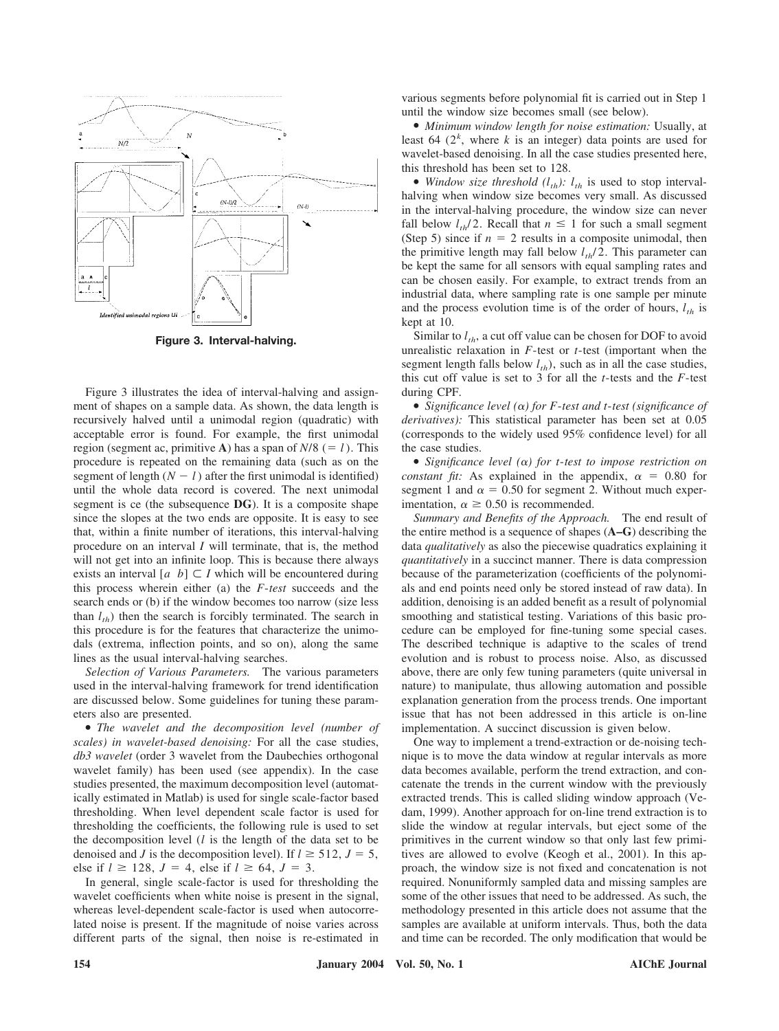Figure 3. Interval-halving.

Figure 3 illustrates the idea of interval-halving and assignment of shapes on a sample data. As shown, the data length is recursively halved until a unimodal region (quadratic) with acceptable error is found. For example, the first unimodal region (segment ac, primitive **A**) has a span of $N/8$ ($= l$). This procedure is repeated on the remaining data (such as on the segment of length $(N - l)$ after the first unimodal is identified) until the whole data record is covered. The next unimodal segment is ce (the subsequence **DG**). It is a composite shape since the slopes at the two ends are opposite. It is easy to see that, within a finite number of iterations, this interval-halving procedure on an interval $I$ will terminate, that is, the method will not get into an infinite loop. This is because there always exists an interval $[a \;\; b] \subset I$ which will be encountered during this process wherein either (a) the *F-test* succeeds and the search ends or (b) if the window becomes too narrow (size less than $l_{th}$) then the search is forcibly terminated. The search in this procedure is for the features that characterize the unimodals (extrema, inflection points, and so on), along the same lines as the usual interval-halving searches.

*Selection of Various Parameters.* The various parameters used in the interval-halving framework for trend identification are discussed below. Some guidelines for tuning these parameters also are presented.

- *The wavelet and the decomposition level (number of scales) in wavelet-based denoising:* For all the case studies, *db3 wavelet* (order 3 wavelet from the Daubechies orthogonal wavelet family) has been used (see appendix). In the case studies presented, the maximum decomposition level (automatically estimated in Matlab) is used for single scale-factor based thresholding. When level dependent scale factor is used for thresholding the coefficients, the following rule is used to set the decomposition level ($l$ is the length of the data set to be denoised and $J$ is the decomposition level). If $l \geq 512$, $J = 5$, else if $l \geq 128$, $J = 4$, else if $l \geq 64$, $J = 3$.

In general, single scale-factor is used for thresholding the wavelet coefficients when white noise is present in the signal, whereas level-dependent scale-factor is used when autocorrelated noise is present. If the magnitude of noise varies across different parts of the signal, then noise is re-estimated in various segments before polynomial fit is carried out in Step 1 until the window size becomes small (see below).

- *Minimum window length for noise estimation:* Usually, at least 64 ($2^k$, where $k$ is an integer) data points are used for wavelet-based denoising. In all the case studies presented here, this threshold has been set to 128.
- *Window size threshold ($l_{th}$):* $l_{th}$ is used to stop interval-halving when window size becomes very small. As discussed in the interval-halving procedure, the window size can never fall below $l_{th}/2$. Recall that $n \leq 1$ for such a small segment (Step 5) since if $n = 2$ results in a composite unimodal, then the primitive length may fall below $l_{th}/2$. This parameter can be kept the same for all sensors with equal sampling rates and can be chosen easily. For example, to extract trends from an industrial data, where sampling rate is one sample per minute and the process evolution time is of the order of hours, $l_{th}$ is kept at 10.

Similar to $l_{th}$, a cut off value can be chosen for DOF to avoid unrealistic relaxation in $F$-test or $t$-test (important when the segment length falls below $l_{th}$), such as in all the case studies, this cut off value is set to 3 for all the $t$-tests and the $F$-test during CPF.

- *Significance level ($\alpha$) for F-test and t-test (significance of derivatives):* This statistical parameter has been set at 0.05 (corresponds to the widely used 95% confidence level) for all the case studies.
- *Significance level ($\alpha$) for t-test to impose restriction on constant fit:* As explained in the appendix, $\alpha = 0.80$ for segment 1 and $\alpha = 0.50$ for segment 2. Without much experimentation, $\alpha \geq 0.50$ is recommended.

*Summary and Benefits of the Approach.* The end result of the entire method is a sequence of shapes (**A–G**) describing the data *qualitatively* as also the piecewise quadratics explaining it *quantitatively* in a succinct manner. There is data compression because of the parameterization (coefficients of the polynomials and end points need only be stored instead of raw data). In addition, denoising is an added benefit as a result of polynomial smoothing and statistical testing. Variations of this basic procedure can be employed for fine-tuning some special cases. The described technique is adaptive to the scales of trend evolution and is robust to process noise. Also, as discussed above, there are only few tuning parameters (quite universal in nature) to manipulate, thus allowing automation and possible explanation generation from the process trends. One important issue that has not been addressed in this article is on-line implementation. A succinct discussion is given below.

One way to implement a trend-extraction or de-noising technique is to move the data window at regular intervals as more data becomes available, perform the trend extraction, and concatenate the trends in the current window with the previously extracted trends. This is called sliding window approach (Vedam, 1999). Another approach for on-line trend extraction is to slide the window at regular intervals, but eject some of the primitives in the current window so that only last few primitives are allowed to evolve (Keogh et al., 2001). In this approach, the window size is not fixed and concatenation is not required. Nonuniformly sampled data and missing samples are some of the other issues that need to be addressed. As such, the methodology presented in this article does not assume that the samples are available at uniform intervals. Thus, both the data and time can be recorded. The only modification that would be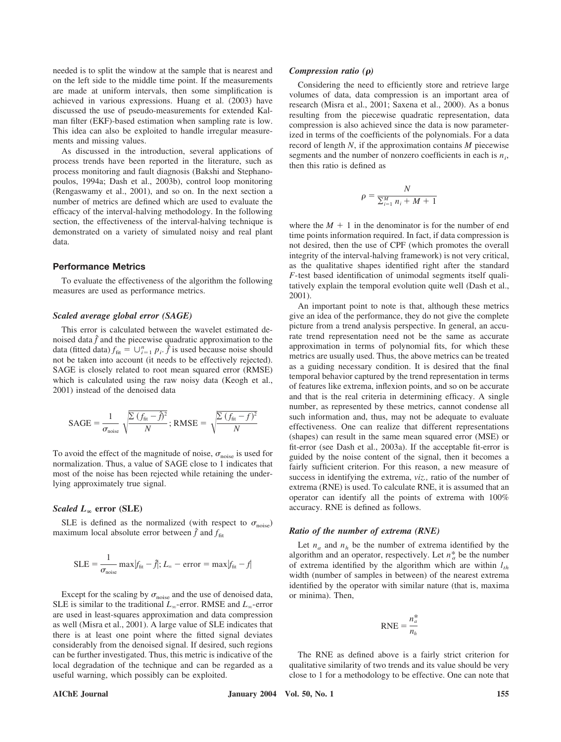needed is to split the window at the sample that is nearest and on the left side to the middle time point. If the measurements are made at uniform intervals, then some simplification is achieved in various expressions. Huang et al. (2003) have discussed the use of pseudo-measurements for extended Kalman filter (EKF)-based estimation when sampling rate is low. This idea can also be exploited to handle irregular measurements and missing values.

As discussed in the introduction, several applications of process trends have been reported in the literature, such as process monitoring and fault diagnosis (Bakshi and Stephanopoulos, 1994a; Dash et al., 2003b), control loop monitoring (Rengaswamy et al., 2001), and so on. In the next section a number of metrics are defined which are used to evaluate the efficacy of the interval-halving methodology. In the following section, the effectiveness of the interval-halving technique is demonstrated on a variety of simulated noisy and real plant data.

## Performance Metrics

To evaluate the effectiveness of the algorithm the following measures are used as performance metrics.

### *Scaled average global error (SAGE)*

This error is calculated between the wavelet estimated denoised data $\hat{f}$ and the piecewise quadratic approximation to the data (fitted data) $f_{\text{fit}} = \cup_{i=1}^{n} p_i$. $\hat{f}$ is used because noise should not be taken into account (it needs to be effectively rejected). SAGE is closely related to root mean squared error (RMSE) which is calculated using the raw noisy data (Keogh et al., 2001) instead of the denoised data

$$\text{SAGE} = \frac{1}{\sigma_{\text{noise}}} \sqrt{\frac{\sum (f_{\text{fit}} - \hat{f})^2}{N}}; \text{RMSE} = \sqrt{\frac{\sum (f_{\text{fit}} - f)^2}{N}}$$

To avoid the effect of the magnitude of noise, $\sigma_{\text{noise}}$ is used for normalization. Thus, a value of SAGE close to 1 indicates that most of the noise has been rejected while retaining the underlying approximately true signal.

### *Scaled $L_\infty$ error (SLE)*

SLE is defined as the normalized (with respect to $\sigma_{\text{noise}}$) maximum local absolute error between $\hat{f}$ and $f_{\text{fit}}$

$$\text{SLE} = \frac{1}{\sigma_{\text{noise}}} \max|f_{\text{fit}} - \hat{f}|; L_\infty - \text{error} = \max|f_{\text{fit}} - f|$$

Except for the scaling by $\sigma_{\text{noise}}$ and the use of denoised data, SLE is similar to the traditional $L_\infty$-error. RMSE and $L_\infty$-error are used in least-squares approximation and data compression as well (Misra et al., 2001). A large value of SLE indicates that there is at least one point where the fitted signal deviates considerably from the denoised signal. If desired, such regions can be further investigated. Thus, this metric is indicative of the local degradation of the technique and can be regarded as a useful warning, which possibly can be exploited.

### *Compression ratio ($\rho$)*

Considering the need to efficiently store and retrieve large volumes of data, data compression is an important area of research (Misra et al., 2001; Saxena et al., 2000). As a bonus resulting from the piecewise quadratic representation, data compression is also achieved since the data is now parameterized in terms of the coefficients of the polynomials. For a data record of length $N$, if the approximation contains $M$ piecewise segments and the number of nonzero coefficients in each is $n_i$, then this ratio is defined as

$$\rho = \frac{N}{\sum_{i=1}^{M} n_i + M + 1}$$

where the $M + 1$ in the denominator is for the number of end time points information required. In fact, if data compression is not desired, then the use of CPF (which promotes the overall integrity of the interval-halving framework) is not very critical, as the qualitative shapes identified right after the standard $F$-test based identification of unimodal segments itself qualitatively explain the temporal evolution quite well (Dash et al., 2001).

An important point to note is that, although these metrics give an idea of the performance, they do not give the complete picture from a trend analysis perspective. In general, an accurate trend representation need not be the same as accurate approximation in terms of polynomial fits, for which these metrics are usually used. Thus, the above metrics can be treated as a guiding necessary condition. It is desired that the final temporal behavior captured by the trend representation in terms of features like extrema, inflexion points, and so on be accurate and that is the real criteria in determining efficacy. A single number, as represented by these metrics, cannot condense all such information and, thus, may not be adequate to evaluate effectiveness. One can realize that different representations (shapes) can result in the same mean squared error (MSE) or fit-error (see Dash et al., 2003a). If the acceptable fit-error is guided by the noise content of the signal, then it becomes a fairly sufficient criterion. For this reason, a new measure of success in identifying the extrema, *viz.,* ratio of the number of extrema (RNE) is used. To calculate RNE, it is assumed that an operator can identify all the points of extrema with 100% accuracy. RNE is defined as follows.

### *Ratio of the number of extrema (RNE)*

Let $n_a$ and $n_h$ be the number of extrema identified by the algorithm and an operator, respectively. Let $n_a^*$ be the number of extrema identified by the algorithm which are within $l_{th}$ width (number of samples in between) of the nearest extrema identified by the operator with similar nature (that is, maxima or minima). Then,

$$\text{RNE} = \frac{n_a^*}{n_h}$$

The RNE as defined above is a fairly strict criterion for qualitative similarity of two trends and its value should be very close to 1 for a methodology to be effective. One can note that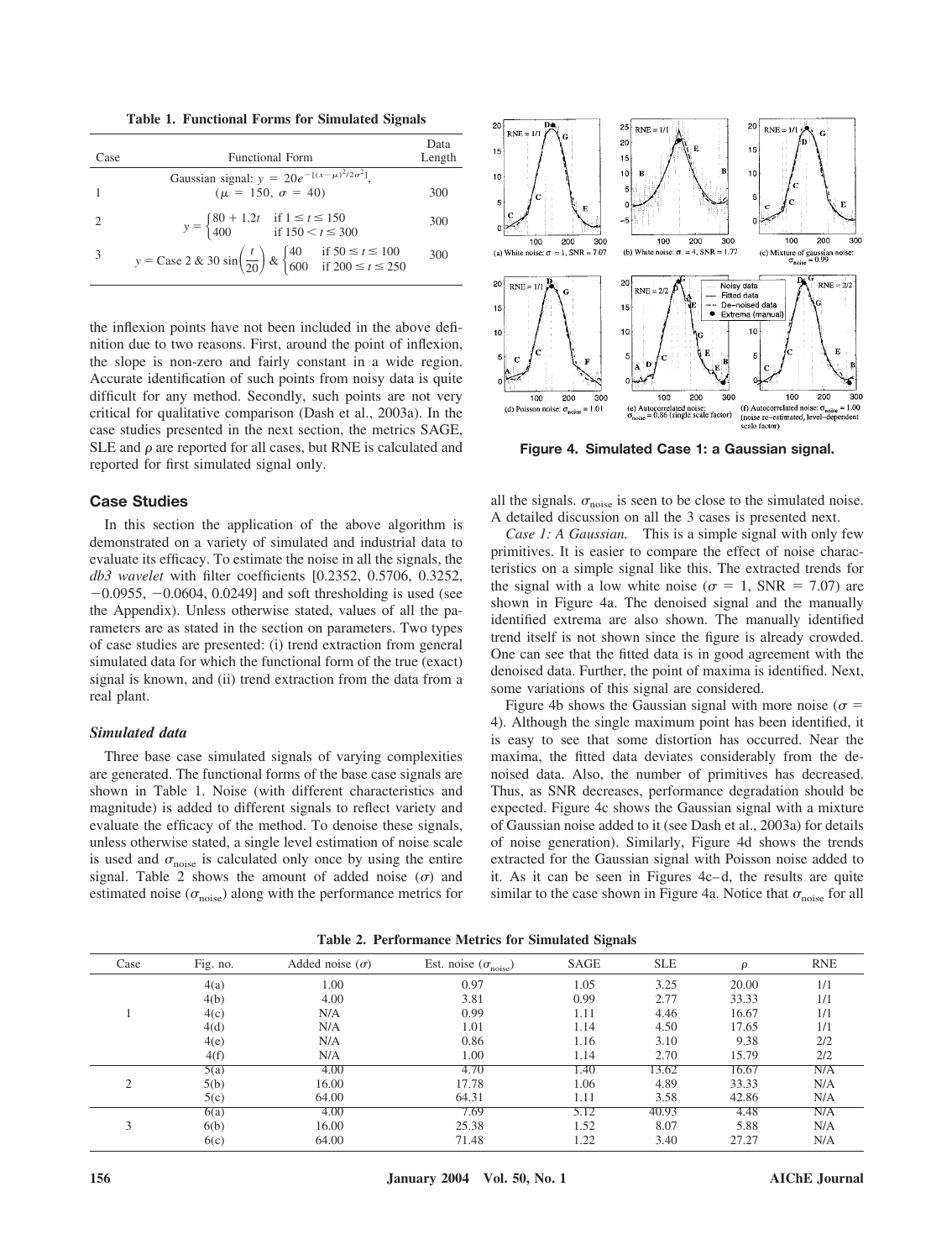**Table 1. Functional Forms for Simulated Signals**

| Case | Functional Form | Data Length |
|---|---|---|
| 1 | Gaussian signal: $y = 20e^{-[(x-\mu)^2/2\sigma^2]}$, ($\mu = 150$, $\sigma = 40$) | 300 |
| 2 | $y = \begin{cases} 80 + 1.2t & \text{if } 1 \leq t \leq 150 \\ 400 & \text{if } 150 < t \leq 300 \end{cases}$ | 300 |
| 3 | $y = \text{Case 2} \;\&\; 30 \sin\left(\frac{t}{20}\right) \;\&\; \begin{cases} 40 & \text{if } 50 \leq t \leq 100 \\ 600 & \text{if } 200 \leq t \leq 250 \end{cases}$ | 300 |

the inflexion points have not been included in the above definition due to two reasons. First, around the point of inflexion, the slope is non-zero and fairly constant in a wide region. Accurate identification of such points from noisy data is quite difficult for any method. Secondly, such points are not very critical for qualitative comparison (Dash et al., 2003a). In the case studies presented in the next section, the metrics SAGE, SLE and $\rho$ are reported for all cases, but RNE is calculated and reported for first simulated signal only.

## Case Studies

In this section the application of the above algorithm is demonstrated on a variety of simulated and industrial data to evaluate its efficacy. To estimate the noise in all the signals, the *db3 wavelet* with filter coefficients [0.2352, 0.5706, 0.3252, −0.0955, −0.0604, 0.0249] and soft thresholding is used (see the Appendix). Unless otherwise stated, values of all the parameters are as stated in the section on parameters. Two types of case studies are presented: (i) trend extraction from general simulated data for which the functional form of the true (exact) signal is known, and (ii) trend extraction from the data from a real plant.

### Simulated data

Three base case simulated signals of varying complexities are generated. The functional forms of the base case signals are shown in Table 1. Noise (with different characteristics and magnitude) is added to different signals to reflect variety and evaluate the efficacy of the method. To denoise these signals, unless otherwise stated, a single level estimation of noise scale is used and $\sigma_{noise}$ is calculated only once by using the entire signal. Table 2 shows the amount of added noise ($\sigma$) and estimated noise ($\sigma_{noise}$) along with the performance metrics for all the signals. $\sigma_{noise}$ is seen to be close to the simulated noise. A detailed discussion on all the 3 cases is presented next.

*Case 1: A Gaussian.* This is a simple signal with only few primitives. It is easier to compare the effect of noise characteristics on a simple signal like this. The extracted trends for the signal with a low white noise ($\sigma = 1$, SNR = 7.07) are shown in Figure 4a. The denoised signal and the manually identified extrema are also shown. The manually identified trend itself is not shown since the figure is already crowded. One can see that the fitted data is in good agreement with the denoised data. Further, the point of maxima is identified. Next, some variations of this signal are considered.

Figure 4b shows the Gaussian signal with more noise ($\sigma = 4$). Although the single maximum point has been identified, it is easy to see that some distortion has occurred. Near the maxima, the fitted data deviates considerably from the denoised data. Also, the number of primitives has decreased. Thus, as SNR decreases, performance degradation should be expected. Figure 4c shows the Gaussian signal with a mixture of Gaussian noise added to it (see Dash et al., 2003a) for details of noise generation). Similarly, Figure 4d shows the trends extracted for the Gaussian signal with Poisson noise added to it. As it can be seen in Figures 4c–d, the results are quite similar to the case shown in Figure 4a. Notice that $\sigma_{noise}$ for all

(a) White noise: $\sigma = 1$, SNR = 7.07; (b) White noise: $\sigma = 4$, SNR = 1.77; (c) Mixture of gaussian noise: $\sigma_{noise} = 0.99$; (d) Poisson noise: $\sigma_{noise} = 1.01$; (e) Autocorrelated noise: $\sigma_{noise} = 0.86$ (single scale factor); (f) Autocorrelated noise: $\sigma_{noise} = 1.00$ (noise re-estimated, level-dependent scale factor)

**Figure 4. Simulated Case 1: a Gaussian signal.**

**Table 2. Performance Metrics for Simulated Signals**

| Case | Fig. no. | Added noise ($\sigma$) | Est. noise ($\sigma_{noise}$) | SAGE | SLE | $\rho$ | RNE |
|---|---|---|---|---|---|---|---|
| 1 | 4(a) | 1.00 | 0.97 | 1.05 | 3.25 | 20.00 | 1/1 |
| | 4(b) | 4.00 | 3.81 | 0.99 | 2.77 | 33.33 | 1/1 |
| | 4(c) | N/A | 0.99 | 1.11 | 4.46 | 16.67 | 1/1 |
| | 4(d) | N/A | 1.01 | 1.14 | 4.50 | 17.65 | 1/1 |
| | 4(e) | N/A | 0.86 | 1.16 | 3.10 | 9.38 | 2/2 |
| | 4(f) | N/A | 1.00 | 1.14 | 2.70 | 15.79 | 2/2 |
| 2 | 5(a) | 4.00 | 4.70 | 1.40 | 13.62 | 16.67 | N/A |
| | 5(b) | 16.00 | 17.78 | 1.06 | 4.89 | 33.33 | N/A |
| | 5(c) | 64.00 | 64.31 | 1.11 | 3.58 | 42.86 | N/A |
| 3 | 6(a) | 4.00 | 7.69 | 5.12 | 40.93 | 4.48 | N/A |
| | 6(b) | 16.00 | 25.38 | 1.52 | 8.07 | 5.88 | N/A |
| | 6(c) | 64.00 | 71.48 | 1.22 | 3.40 | 27.27 | N/A |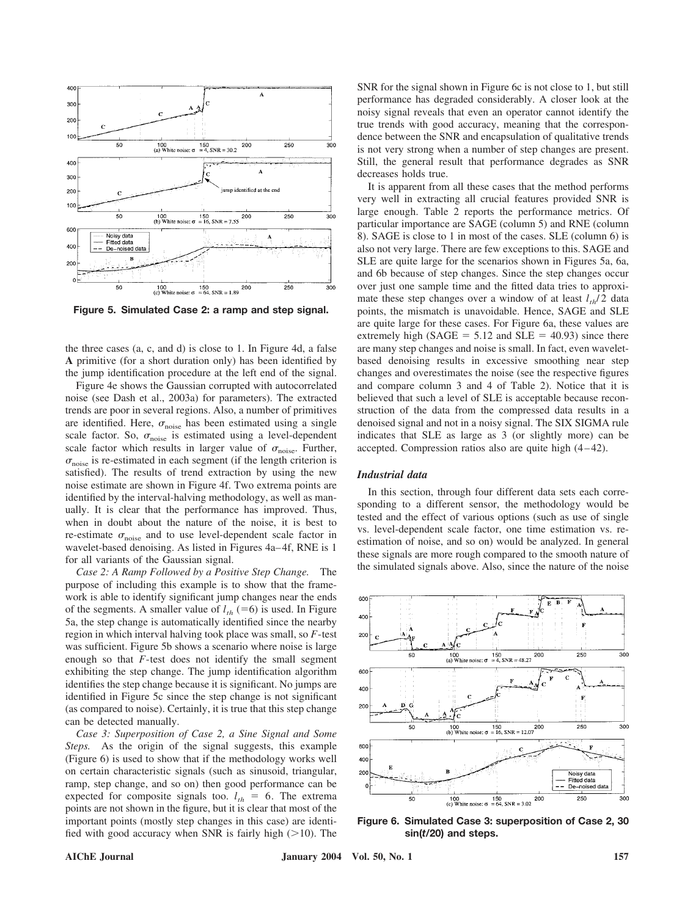Figure 5. Simulated Case 2: a ramp and step signal.

the three cases (a, c, and d) is close to 1. In Figure 4d, a false **A** primitive (for a short duration only) has been identified by the jump identification procedure at the left end of the signal.

Figure 4e shows the Gaussian corrupted with autocorrelated noise (see Dash et al., 2003a) for parameters). The extracted trends are poor in several regions. Also, a number of primitives are identified. Here, $\sigma_{\text{noise}}$ has been estimated using a single scale factor. So, $\sigma_{\text{noise}}$ is estimated using a level-dependent scale factor which results in larger value of $\sigma_{\text{noise}}$. Further, $\sigma_{\text{noise}}$ is re-estimated in each segment (if the length criterion is satisfied). The results of trend extraction by using the new noise estimate are shown in Figure 4f. Two extrema points are identified by the interval-halving methodology, as well as manually. It is clear that the performance has improved. Thus, when in doubt about the nature of the noise, it is best to re-estimate $\sigma_{\text{noise}}$ and to use level-dependent scale factor in wavelet-based denoising. As listed in Figures 4a–4f, RNE is 1 for all variants of the Gaussian signal.

*Case 2: A Ramp Followed by a Positive Step Change.* The purpose of including this example is to show that the framework is able to identify significant jump changes near the ends of the segments. A smaller value of $l_{th}$ (=6) is used. In Figure 5a, the step change is automatically identified since the nearby region in which interval halving took place was small, so $F$-test was sufficient. Figure 5b shows a scenario where noise is large enough so that $F$-test does not identify the small segment exhibiting the step change. The jump identification algorithm identifies the step change because it is significant. No jumps are identified in Figure 5c since the step change is not significant (as compared to noise). Certainly, it is true that this step change can be detected manually.

*Case 3: Superposition of Case 2, a Sine Signal and Some Steps.* As the origin of the signal suggests, this example (Figure 6) is used to show that if the methodology works well on certain characteristic signals (such as sinusoid, triangular, ramp, step change, and so on) then good performance can be expected for composite signals too. $l_{th}$ = 6. The extrema points are not shown in the figure, but it is clear that most of the important points (mostly step changes in this case) are identified with good accuracy when SNR is fairly high (>10). The SNR for the signal shown in Figure 6c is not close to 1, but still performance has degraded considerably. A closer look at the noisy signal reveals that even an operator cannot identify the true trends with good accuracy, meaning that the correspondence between the SNR and encapsulation of qualitative trends is not very strong when a number of step changes are present. Still, the general result that performance degrades as SNR decreases holds true.

It is apparent from all these cases that the method performs very well in extracting all crucial features provided SNR is large enough. Table 2 reports the performance metrics. Of particular importance are SAGE (column 5) and RNE (column 8). SAGE is close to 1 in most of the cases. SLE (column 6) is also not very large. There are few exceptions to this. SAGE and SLE are quite large for the scenarios shown in Figures 5a, 6a, and 6b because of step changes. Since the step changes occur over just one sample time and the fitted data tries to approximate these step changes over a window of at least $l_{th}/2$ data points, the mismatch is unavoidable. Hence, SAGE and SLE are quite large for these cases. For Figure 6a, these values are extremely high (SAGE = 5.12 and SLE = 40.93) since there are many step changes and noise is small. In fact, even wavelet-based denoising results in excessive smoothing near step changes and overestimates the noise (see the respective figures and compare column 3 and 4 of Table 2). Notice that it is believed that such a level of SLE is acceptable because reconstruction of the data from the compressed data results in a denoised signal and not in a noisy signal. The SIX SIGMA rule indicates that SLE as large as 3 (or slightly more) can be accepted. Compression ratios also are quite high (4–42).

### Industrial data

In this section, through four different data sets each corresponding to a different sensor, the methodology would be tested and the effect of various options (such as use of single vs. level-dependent scale factor, one time estimation vs. re-estimation of noise, and so on) would be analyzed. In general these signals are more rough compared to the smooth nature of the simulated signals above. Also, since the nature of the noise

Figure 6. Simulated Case 3: superposition of Case 2, 30 sin($t$/20) and steps.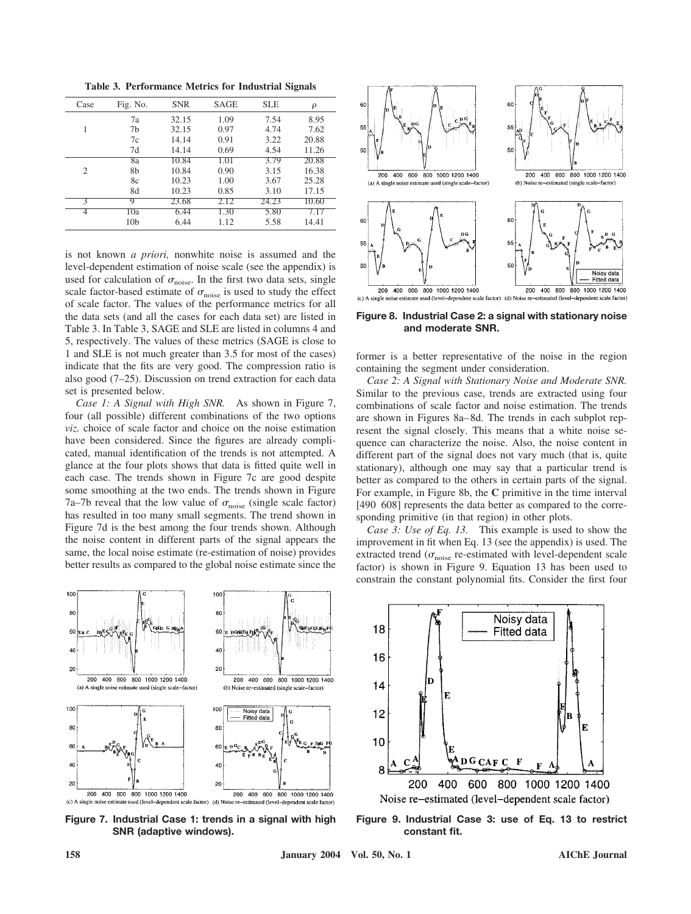**Table 3. Performance Metrics for Industrial Signals**

| Case | Fig. No. | SNR | SAGE | SLE | $\rho$ |
|---|---|---|---|---|---|
| | 7a | 32.15 | 1.09 | 7.54 | 8.95 |
| 1 | 7b | 32.15 | 0.97 | 4.74 | 7.62 |
| | 7c | 14.14 | 0.91 | 3.22 | 20.88 |
| | 7d | 14.14 | 0.69 | 4.54 | 11.26 |
| | 8a | 10.84 | 1.01 | 3.79 | 20.88 |
| 2 | 8b | 10.84 | 0.90 | 3.15 | 16.38 |
| | 8c | 10.23 | 1.00 | 3.67 | 25.28 |
| | 8d | 10.23 | 0.85 | 3.10 | 17.15 |
| 3 | 9 | 23.68 | 2.12 | 24.23 | 10.60 |
| 4 | 10a | 6.44 | 1.30 | 5.80 | 7.17 |
| | 10b | 6.44 | 1.12 | 5.58 | 14.41 |

is not known *a priori,* nonwhite noise is assumed and the level-dependent estimation of noise scale (see the appendix) is used for calculation of $\sigma_{\text{noise}}$. In the first two data sets, single scale factor-based estimate of $\sigma_{\text{noise}}$ is used to study the effect of scale factor. The values of the performance metrics for all the data sets (and all the cases for each data set) are listed in Table 3. In Table 3, SAGE and SLE are listed in columns 4 and 5, respectively. The values of these metrics (SAGE is close to 1 and SLE is not much greater than 3.5 for most of the cases) indicate that the fits are very good. The compression ratio is also good (7–25). Discussion on trend extraction for each data set is presented below.

*Case 1: A Signal with High SNR.* As shown in Figure 7, four (all possible) different combinations of the two options *viz.* choice of scale factor and choice on the noise estimation have been considered. Since the figures are already complicated, manual identification of the trends is not attempted. A glance at the four plots shows that data is fitted quite well in each case. The trends shown in Figure 7c are good despite some smoothing at the two ends. The trends shown in Figure 7a–7b reveal that the low value of $\sigma_{\text{noise}}$ (single scale factor) has resulted in too many small segments. The trend shown in Figure 7d is the best among the four trends shown. Although the noise content in different parts of the signal appears the same, the local noise estimate (re-estimation of noise) provides better results as compared to the global noise estimate since the former is a better representative of the noise in the region containing the segment under consideration.

**Figure 7. Industrial Case 1: trends in a signal with high SNR (adaptive windows).**

*Case 2: A Signal with Stationary Noise and Moderate SNR.* Similar to the previous case, trends are extracted using four combinations of scale factor and noise estimation. The trends are shown in Figures 8a–8d. The trends in each subplot represent the signal closely. This means that a white noise sequence can characterize the noise. Also, the noise content in different part of the signal does not vary much (that is, quite stationary), although one may say that a particular trend is better as compared to the others in certain parts of the signal. For example, in Figure 8b, the **C** primitive in the time interval [490 608] represents the data better as compared to the corresponding primitive (in that region) in other plots.

**Figure 8. Industrial Case 2: a signal with stationary noise and moderate SNR.**

*Case 3: Use of Eq. 13.* This example is used to show the improvement in fit when Eq. 13 (see the appendix) is used. The extracted trend ($\sigma_{\text{noise}}$ re-estimated with level-dependent scale factor) is shown in Figure 9. Equation 13 has been used to constrain the constant polynomial fits. Consider the first four

**Figure 9. Industrial Case 3: use of Eq. 13 to restrict constant fit.**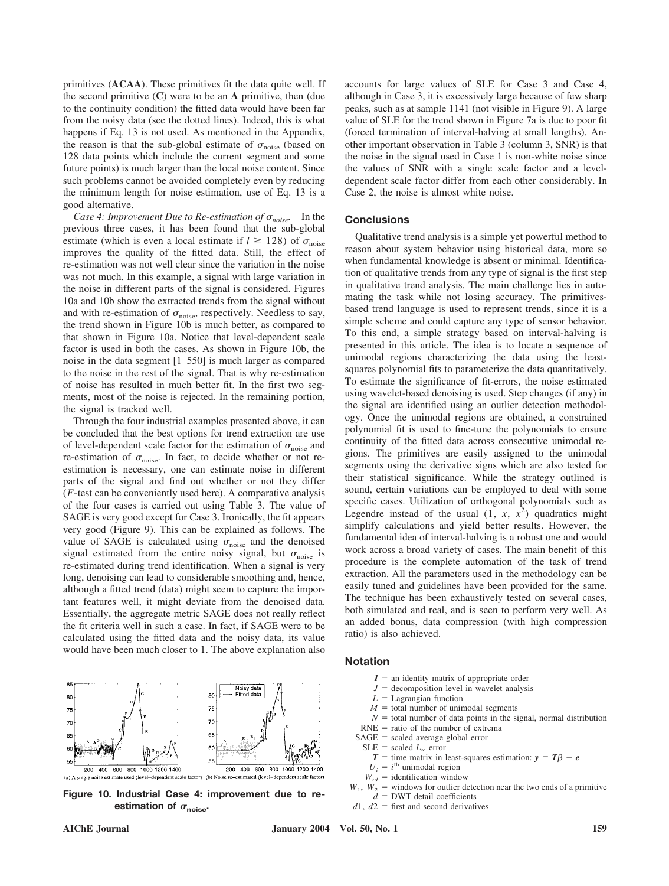primitives (**ACAA**). These primitives fit the data quite well. If the second primitive (**C**) were to be an **A** primitive, then (due to the continuity condition) the fitted data would have been far from the noisy data (see the dotted lines). Indeed, this is what happens if Eq. 13 is not used. As mentioned in the Appendix, the reason is that the sub-global estimate of $\sigma_{\text{noise}}$ (based on 128 data points which include the current segment and some future points) is much larger than the local noise content. Since such problems cannot be avoided completely even by reducing the minimum length for noise estimation, use of Eq. 13 is a good alternative.

*Case 4: Improvement Due to Re-estimation of $\sigma_{noise}$.* In the previous three cases, it has been found that the sub-global estimate (which is even a local estimate if $l \geq 128$) of $\sigma_{\text{noise}}$ improves the quality of the fitted data. Still, the effect of re-estimation was not well clear since the variation in the noise was not much. In this example, a signal with large variation in the noise in different parts of the signal is considered. Figures 10a and 10b show the extracted trends from the signal without and with re-estimation of $\sigma_{\text{noise}}$, respectively. Needless to say, the trend shown in Figure 10b is much better, as compared to that shown in Figure 10a. Notice that level-dependent scale factor is used in both the cases. As shown in Figure 10b, the noise in the data segment [1 550] is much larger as compared to the noise in the rest of the signal. That is why re-estimation of noise has resulted in much better fit. In the first two segments, most of the noise is rejected. In the remaining portion, the signal is tracked well.

Through the four industrial examples presented above, it can be concluded that the best options for trend extraction are use of level-dependent scale factor for the estimation of $\sigma_{\text{noise}}$ and re-estimation of $\sigma_{\text{noise}}$. In fact, to decide whether or not re-estimation is necessary, one can estimate noise in different parts of the signal and find out whether or not they differ ($F$-test can be conveniently used here). A comparative analysis of the four cases is carried out using Table 3. The value of SAGE is very good except for Case 3. Ironically, the fit appears very good (Figure 9). This can be explained as follows. The value of SAGE is calculated using $\sigma_{\text{noise}}$ and the denoised signal estimated from the entire noisy signal, but $\sigma_{\text{noise}}$ is re-estimated during trend identification. When a signal is very long, denoising can lead to considerable smoothing and, hence, although a fitted trend (data) might seem to capture the important features well, it might deviate from the denoised data. Essentially, the aggregate metric SAGE does not really reflect the fit criteria well in such a case. In fact, if SAGE were to be calculated using the fitted data and the noisy data, its value would have been much closer to 1. The above explanation also accounts for large values of SLE for Case 3 and Case 4, although in Case 3, it is excessively large because of few sharp peaks, such as at sample 1141 (not visible in Figure 9). A large value of SLE for the trend shown in Figure 7a is due to poor fit (forced termination of interval-halving at small lengths). Another important observation in Table 3 (column 3, SNR) is that the noise in the signal used in Case 1 is non-white noise since the values of SNR with a single scale factor and a level-dependent scale factor differ from each other considerably. In Case 2, the noise is almost white noise.

(a) A single noise estimate used (level-dependent scale factor) (b) Noise re-estimated (level-dependent scale factor)

**Figure 10. Industrial Case 4: improvement due to re-estimation of $\sigma_{\text{noise}}$.**

## Conclusions

Qualitative trend analysis is a simple yet powerful method to reason about system behavior using historical data, more so when fundamental knowledge is absent or minimal. Identification of qualitative trends from any type of signal is the first step in qualitative trend analysis. The main challenge lies in automating the task while not losing accuracy. The primitives-based trend language is used to represent trends, since it is a simple scheme and could capture any type of sensor behavior. To this end, a simple strategy based on interval-halving is presented in this article. The idea is to locate a sequence of unimodal regions characterizing the data using the least-squares polynomial fits to parameterize the data quantitatively. To estimate the significance of fit-errors, the noise estimated using wavelet-based denoising is used. Step changes (if any) in the signal are identified using an outlier detection methodology. Once the unimodal regions are obtained, a constrained polynomial fit is used to fine-tune the polynomials to ensure continuity of the fitted data across consecutive unimodal regions. The primitives are easily assigned to the unimodal segments using the derivative signs which are also tested for their statistical significance. While the strategy outlined is sound, certain variations can be employed to deal with some specific cases. Utilization of orthogonal polynomials such as Legendre instead of the usual $(1,\ x,\ x^2)$ quadratics might simplify calculations and yield better results. However, the fundamental idea of interval-halving is a robust one and would work across a broad variety of cases. The main benefit of this procedure is the complete automation of the task of trend extraction. All the parameters used in the methodology can be easily tuned and guidelines have been provided for the same. The technique has been exhaustively tested on several cases, both simulated and real, and is seen to perform very well. As an added bonus, data compression (with high compression ratio) is also achieved.

## Notation

- $\boldsymbol{I}$ = an identity matrix of appropriate order
- $J$ = decomposition level in wavelet analysis
- $L$ = Lagrangian function
- $M$ = total number of unimodal segments
- $N$ = total number of data points in the signal, normal distribution
- RNE = ratio of the number of extrema
- SAGE = scaled average global error
- SLE = scaled $L_\infty$ error
- $\boldsymbol{T}$ = time matrix in least-squares estimation: $\boldsymbol{y} = \boldsymbol{T}\beta + \boldsymbol{e}$
- $U_i$ = $i^{\text{th}}$ unimodal region
- $W_{id}$ = identification window
- $W_1,\ W_2$ = windows for outlier detection near the two ends of a primitive
- $d$ = DWT detail coefficients
- $d1,\ d2$ = first and second derivatives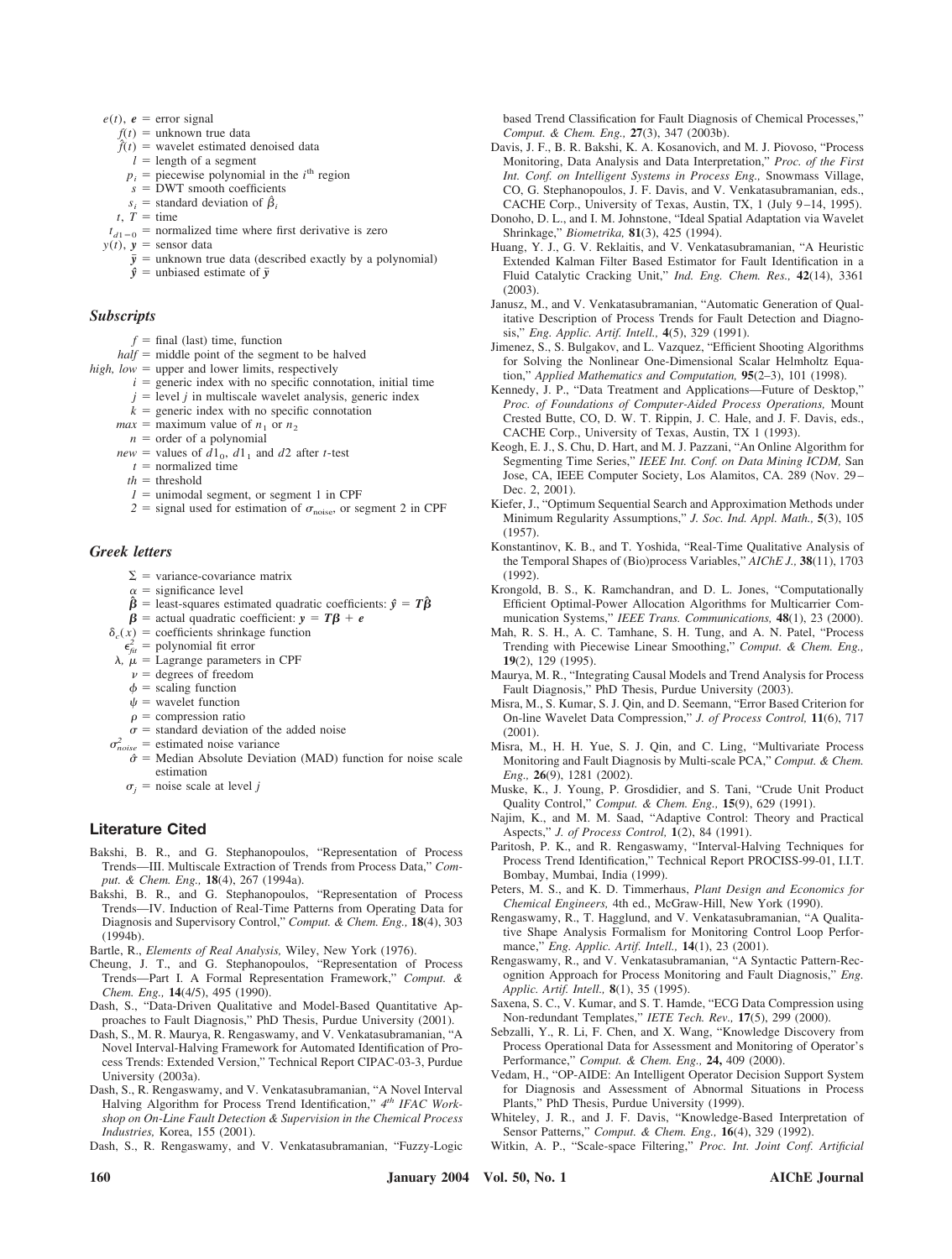$e(t)$, $\boldsymbol{e}$ = error signal
$f(t)$ = unknown true data
$\hat{f}(t)$ = wavelet estimated denoised data
$l$ = length of a segment
$p_i$ = piecewise polynomial in the $i^{th}$ region
$s$ = DWT smooth coefficients
$s_i$ = standard deviation of $\hat{\beta}_i$
$t$, $T$ = time
$t_{d1=0}$ = normalized time where first derivative is zero
$y(t)$, $\boldsymbol{y}$ = sensor data
$\bar{\boldsymbol{y}}$ = unknown true data (described exactly by a polynomial)
$\hat{\boldsymbol{y}}$ = unbiased estimate of $\bar{\boldsymbol{y}}$

### Subscripts

$f$ = final (last) time, function
$half$ = middle point of the segment to be halved
$high$, $low$ = upper and lower limits, respectively
$i$ = generic index with no specific connotation, initial time
$j$ = level $j$ in multiscale wavelet analysis, generic index
$k$ = generic index with no specific connotation
$max$ = maximum value of $n_1$ or $n_2$
$n$ = order of a polynomial
$new$ = values of $d1_0$, $d1_1$ and $d2$ after $t$-test
$t$ = normalized time
$th$ = threshold
$1$ = unimodal segment, or segment 1 in CPF
$2$ = signal used for estimation of $\sigma_{\text{noise}}$, or segment 2 in CPF

### Greek letters

$\Sigma$ = variance-covariance matrix
$\alpha$ = significance level
$\hat{\boldsymbol{\beta}}$ = least-squares estimated quadratic coefficients: $\hat{\boldsymbol{y}} = \boldsymbol{T}\hat{\boldsymbol{\beta}}$
$\boldsymbol{\beta}$ = actual quadratic coefficient: $\boldsymbol{y} = \boldsymbol{T}\boldsymbol{\beta} + \boldsymbol{e}$
$\delta_c(x)$ = coefficients shrinkage function
$\epsilon_{fit}^2$ = polynomial fit error
$\lambda$, $\mu$ = Lagrange parameters in CPF
$\nu$ = degrees of freedom
$\phi$ = scaling function
$\psi$ = wavelet function
$\rho$ = compression ratio
$\sigma$ = standard deviation of the added noise
$\sigma_{noise}^2$ = estimated noise variance
$\hat{\sigma}$ = Median Absolute Deviation (MAD) function for noise scale estimation
$\sigma_j$ = noise scale at level $j$

## Literature Cited

Bakshi, B. R., and G. Stephanopoulos, "Representation of Process Trends—III. Multiscale Extraction of Trends from Process Data," *Comput. & Chem. Eng.,* **18**(4), 267 (1994a).

Bakshi, B. R., and G. Stephanopoulos, "Representation of Process Trends—IV. Induction of Real-Time Patterns from Operating Data for Diagnosis and Supervisory Control," *Comput. & Chem. Eng.,* **18**(4), 303 (1994b).

Bartle, R., *Elements of Real Analysis,* Wiley, New York (1976).

Cheung, J. T., and G. Stephanopoulos, "Representation of Process Trends—Part I. A Formal Representation Framework," *Comput. & Chem. Eng.,* **14**(4/5), 495 (1990).

Dash, S., "Data-Driven Qualitative and Model-Based Quantitative Approaches to Fault Diagnosis," PhD Thesis, Purdue University (2001).

Dash, S., M. R. Maurya, R. Rengaswamy, and V. Venkatasubramanian, "A Novel Interval-Halving Framework for Automated Identification of Process Trends: Extended Version," Technical Report CIPAC-03-3, Purdue University (2003a).

Dash, S., R. Rengaswamy, and V. Venkatasubramanian, "A Novel Interval Halving Algorithm for Process Trend Identification," *4th IFAC Workshop on On-Line Fault Detection & Supervision in the Chemical Process Industries,* Korea, 155 (2001).

Dash, S., R. Rengaswamy, and V. Venkatasubramanian, "Fuzzy-Logic based Trend Classification for Fault Diagnosis of Chemical Processes," *Comput. & Chem. Eng.,* **27**(3), 347 (2003b).

Davis, J. F., B. R. Bakshi, K. A. Kosanovich, and M. J. Piovoso, "Process Monitoring, Data Analysis and Data Interpretation," *Proc. of the First Int. Conf. on Intelligent Systems in Process Eng.,* Snowmass Village, CO, G. Stephanopoulos, J. F. Davis, and V. Venkatasubramanian, eds., CACHE Corp., University of Texas, Austin, TX, 1 (July 9–14, 1995).

Donoho, D. L., and I. M. Johnstone, "Ideal Spatial Adaptation via Wavelet Shrinkage," *Biometrika,* **81**(3), 425 (1994).

Huang, Y. J., G. V. Reklaitis, and V. Venkatasubramanian, "A Heuristic Extended Kalman Filter Based Estimator for Fault Identification in a Fluid Catalytic Cracking Unit," *Ind. Eng. Chem. Res.,* **42**(14), 3361 (2003).

Janusz, M., and V. Venkatasubramanian, "Automatic Generation of Qualitative Description of Process Trends for Fault Detection and Diagnosis," *Eng. Applic. Artif. Intell.,* **4**(5), 329 (1991).

Jimenez, S., S. Bulgakov, and L. Vazquez, "Efficient Shooting Algorithms for Solving the Nonlinear One-Dimensional Scalar Helmholtz Equation," *Applied Mathematics and Computation,* **95**(2–3), 101 (1998).

Kennedy, J. P., "Data Treatment and Applications—Future of Desktop," *Proc. of Foundations of Computer-Aided Process Operations,* Mount Crested Butte, CO, D. W. T. Rippin, J. C. Hale, and J. F. Davis, eds., CACHE Corp., University of Texas, Austin, TX 1 (1993).

Keogh, E. J., S. Chu, D. Hart, and M. J. Pazzani, "An Online Algorithm for Segmenting Time Series," *IEEE Int. Conf. on Data Mining ICDM,* San Jose, CA, IEEE Computer Society, Los Alamitos, CA. 289 (Nov. 29–Dec. 2, 2001).

Kiefer, J., "Optimum Sequential Search and Approximation Methods under Minimum Regularity Assumptions," *J. Soc. Ind. Appl. Math.,* **5**(3), 105 (1957).

Konstantinov, K. B., and T. Yoshida, "Real-Time Qualitative Analysis of the Temporal Shapes of (Bio)process Variables," *AIChE J.,* **38**(11), 1703 (1992).

Krongold, B. S., K. Ramchandran, and D. L. Jones, "Computationally Efficient Optimal-Power Allocation Algorithms for Multicarrier Communication Systems," *IEEE Trans. Communications,* **48**(1), 23 (2000).

Mah, R. S. H., A. C. Tamhane, S. H. Tung, and A. N. Patel, "Process Trending with Piecewise Linear Smoothing," *Comput. & Chem. Eng.,* **19**(2), 129 (1995).

Maurya, M. R., "Integrating Causal Models and Trend Analysis for Process Fault Diagnosis," PhD Thesis, Purdue University (2003).

Misra, M., S. Kumar, S. J. Qin, and D. Seemann, "Error Based Criterion for On-line Wavelet Data Compression," *J. of Process Control,* **11**(6), 717 (2001).

Misra, M., H. H. Yue, S. J. Qin, and C. Ling, "Multivariate Process Monitoring and Fault Diagnosis by Multi-scale PCA," *Comput. & Chem. Eng.,* **26**(9), 1281 (2002).

Muske, K., J. Young, P. Grosdidier, and S. Tani, "Crude Unit Product Quality Control," *Comput. & Chem. Eng.,* **15**(9), 629 (1991).

Najim, K., and M. M. Saad, "Adaptive Control: Theory and Practical Aspects," *J. of Process Control,* **1**(2), 84 (1991).

Paritosh, P. K., and R. Rengaswamy, "Interval-Halving Techniques for Process Trend Identification," Technical Report PROCISS-99-01, I.I.T. Bombay, Mumbai, India (1999).

Peters, M. S., and K. D. Timmerhaus, *Plant Design and Economics for Chemical Engineers,* 4th ed., McGraw-Hill, New York (1990).

Rengaswamy, R., T. Hagglund, and V. Venkatasubramanian, "A Qualitative Shape Analysis Formalism for Monitoring Control Loop Performance," *Eng. Applic. Artif. Intell.,* **14**(1), 23 (2001).

Rengaswamy, R., and V. Venkatasubramanian, "A Syntactic Pattern-Recognition Approach for Process Monitoring and Fault Diagnosis," *Eng. Applic. Artif. Intell.,* **8**(1), 35 (1995).

Saxena, S. C., V. Kumar, and S. T. Hamde, "ECG Data Compression using Non-redundant Templates," *IETE Tech. Rev.,* **17**(5), 299 (2000).

Sebzalli, Y., R. Li, F. Chen, and X. Wang, "Knowledge Discovery from Process Operational Data for Assessment and Monitoring of Operator's Performance," *Comput. & Chem. Eng.,* **24,** 409 (2000).

Vedam, H., "OP-AIDE: An Intelligent Operator Decision Support System for Diagnosis and Assessment of Abnormal Situations in Process Plants," PhD Thesis, Purdue University (1999).

Whiteley, J. R., and J. F. Davis, "Knowledge-Based Interpretation of Sensor Patterns," *Comput. & Chem. Eng.,* **16**(4), 329 (1992).

Witkin, A. P., "Scale-space Filtering," *Proc. Int. Joint Conf. Artificial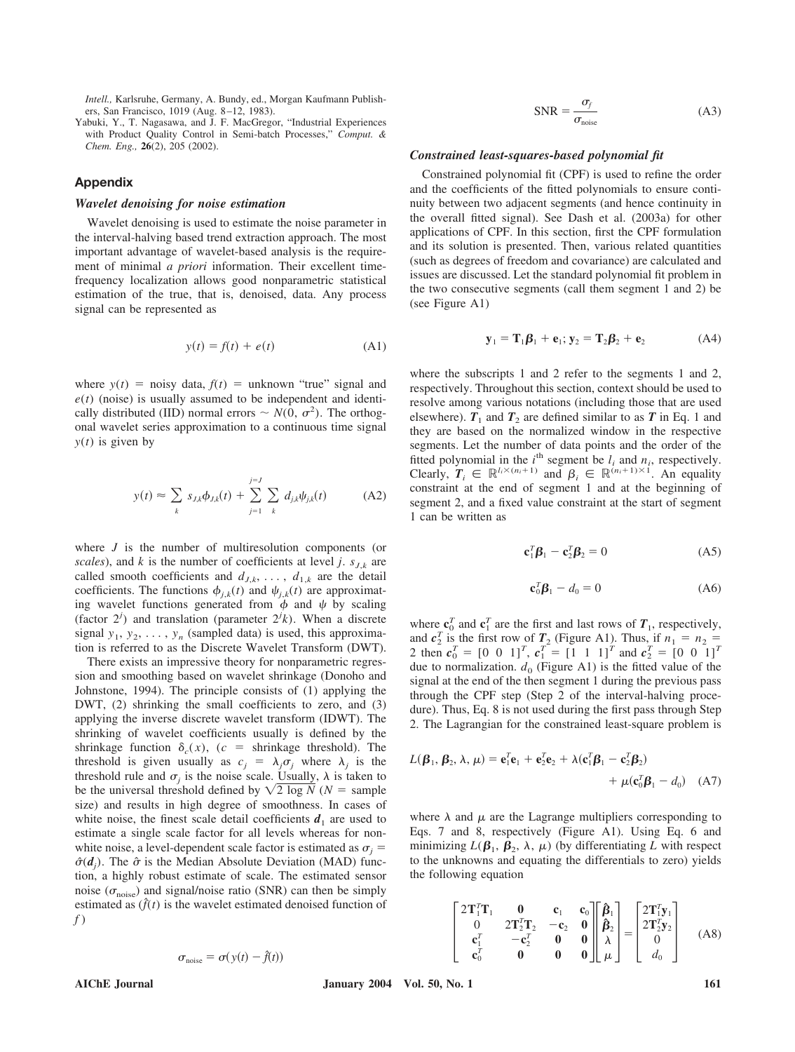*Intell.,* Karlsruhe, Germany, A. Bundy, ed., Morgan Kaufmann Publishers, San Francisco, 1019 (Aug. 8–12, 1983).

Yabuki, Y., T. Nagasawa, and J. F. MacGregor, "Industrial Experiences with Product Quality Control in Semi-batch Processes," *Comput. & Chem. Eng.,* **26**(2), 205 (2002).

## Appendix

### *Wavelet denoising for noise estimation*

Wavelet denoising is used to estimate the noise parameter in the interval-halving based trend extraction approach. The most important advantage of wavelet-based analysis is the requirement of minimal *a priori* information. Their excellent time-frequency localization allows good nonparametric statistical estimation of the true, that is, denoised, data. Any process signal can be represented as

$$y(t) = f(t) + e(t) \tag{A1}$$

where $y(t)$ = noisy data, $f(t)$ = unknown "true" signal and $e(t)$ (noise) is usually assumed to be independent and identically distributed (IID) normal errors $\sim N(0, \sigma^2)$. The orthogonal wavelet series approximation to a continuous time signal $y(t)$ is given by

$$y(t) \approx \sum_k s_{J,k}\phi_{J,k}(t) + \sum_{j=1}^{j=J} \sum_k d_{j,k}\psi_{j,k}(t) \tag{A2}$$

where $J$ is the number of multiresolution components (or *scales*), and $k$ is the number of coefficients at level $j$. $s_{J,k}$ are called smooth coefficients and $d_{J,k}, \ldots, d_{1,k}$ are the detail coefficients. The functions $\phi_{j,k}(t)$ and $\psi_{j,k}(t)$ are approximating wavelet functions generated from $\phi$ and $\psi$ by scaling (factor $2^j$) and translation (parameter $2^j k$). When a discrete signal $y_1, y_2, \ldots, y_n$ (sampled data) is used, this approximation is referred to as the Discrete Wavelet Transform (DWT).

There exists an impressive theory for nonparametric regression and smoothing based on wavelet shrinkage (Donoho and Johnstone, 1994). The principle consists of (1) applying the DWT, (2) shrinking the small coefficients to zero, and (3) applying the inverse discrete wavelet transform (IDWT). The shrinking of wavelet coefficients usually is defined by the shrinkage function $\delta_c(x)$, ($c$ = shrinkage threshold). The threshold is given usually as $c_j = \lambda_j \sigma_j$ where $\lambda_j$ is the threshold rule and $\sigma_j$ is the noise scale. Usually, $\lambda$ is taken to be the universal threshold defined by $\sqrt{2 \log N}$ ($N$ = sample size) and results in high degree of smoothness. In cases of white noise, the finest scale detail coefficients $\boldsymbol{d}_1$ are used to estimate a single scale factor for all levels whereas for non-white noise, a level-dependent scale factor is estimated as $\sigma_j = \hat{\sigma}(\boldsymbol{d}_j)$. The $\hat{\sigma}$ is the Median Absolute Deviation (MAD) function, a highly robust estimate of scale. The estimated sensor noise ($\sigma_{\text{noise}}$) and signal/noise ratio (SNR) can then be simply estimated as ($\hat{f}(t)$ is the wavelet estimated denoised function of $f$)

$$\sigma_{\text{noise}} = \sigma(y(t) - \hat{f}(t))$$

$$\text{SNR} = \frac{\sigma_f}{\sigma_{\text{noise}}} \tag{A3}$$

### *Constrained least-squares-based polynomial fit*

Constrained polynomial fit (CPF) is used to refine the order and the coefficients of the fitted polynomials to ensure continuity between two adjacent segments (and hence continuity in the overall fitted signal). See Dash et al. (2003a) for other applications of CPF. In this section, first the CPF formulation and its solution is presented. Then, various related quantities (such as degrees of freedom and covariance) are calculated and issues are discussed. Let the standard polynomial fit problem in the two consecutive segments (call them segment 1 and 2) be (see Figure A1)

$$\mathbf{y}_1 = \mathbf{T}_1\boldsymbol{\beta}_1 + \mathbf{e}_1; \mathbf{y}_2 = \mathbf{T}_2\boldsymbol{\beta}_2 + \mathbf{e}_2 \tag{A4}$$

where the subscripts 1 and 2 refer to the segments 1 and 2, respectively. Throughout this section, context should be used to resolve among various notations (including those that are used elsewhere). $\boldsymbol{T}_1$ and $\boldsymbol{T}_2$ are defined similar to as $\boldsymbol{T}$ in Eq. 1 and they are based on the normalized window in the respective segments. Let the number of data points and the order of the fitted polynomial in the $i^{\text{th}}$ segment be $l_i$ and $n_i$, respectively. Clearly, $\boldsymbol{T}_i \in \mathbb{R}^{l_i \times (n_i+1)}$ and $\beta_i \in \mathbb{R}^{(n_i+1)\times 1}$. An equality constraint at the end of segment 1 and at the beginning of segment 2, and a fixed value constraint at the start of segment 1 can be written as

$$\mathbf{c}_1^T\boldsymbol{\beta}_1 - \mathbf{c}_2^T\boldsymbol{\beta}_2 = 0 \tag{A5}$$

$$\mathbf{c}_0^T\boldsymbol{\beta}_1 - d_0 = 0 \tag{A6}$$

where $\mathbf{c}_0^T$ and $\mathbf{c}_1^T$ are the first and last rows of $\boldsymbol{T}_1$, respectively, and $\boldsymbol{c}_2^T$ is the first row of $\boldsymbol{T}_2$ (Figure A1). Thus, if $n_1 = n_2 = 2$ then $\boldsymbol{c}_0^T = [0\ 0\ 1]^T$, $\boldsymbol{c}_1^T = [1\ 1\ 1]^T$ and $\boldsymbol{c}_2^T = [0\ 0\ 1]^T$ due to normalization. $d_0$ (Figure A1) is the fitted value of the signal at the end of the then segment 1 during the previous pass through the CPF step (Step 2 of the interval-halving procedure). Thus, Eq. 8 is not used during the first pass through Step 2. The Lagrangian for the constrained least-square problem is

$$L(\boldsymbol{\beta}_1, \boldsymbol{\beta}_2, \lambda, \mu) = \mathbf{e}_1^T\mathbf{e}_1 + \mathbf{e}_2^T\mathbf{e}_2 + \lambda(\mathbf{c}_1^T\boldsymbol{\beta}_1 - \mathbf{c}_2^T\boldsymbol{\beta}_2) + \mu(\mathbf{c}_0^T\boldsymbol{\beta}_1 - d_0) \tag{A7}$$

where $\lambda$ and $\mu$ are the Lagrange multipliers corresponding to Eqs. 7 and 8, respectively (Figure A1). Using Eq. 6 and minimizing $L(\boldsymbol{\beta}_1, \boldsymbol{\beta}_2, \lambda, \mu)$ (by differentiating $L$ with respect to the unknowns and equating the differentials to zero) yields the following equation

$$\begin{bmatrix} 2\mathbf{T}_1^T\mathbf{T}_1 & \mathbf{0} & \mathbf{c}_1 & \mathbf{c}_0 \\ 0 & 2\mathbf{T}_2^T\mathbf{T}_2 & -\mathbf{c}_2 & \mathbf{0} \\ \mathbf{c}_1^T & -\mathbf{c}_2^T & \mathbf{0} & \mathbf{0} \\ \mathbf{c}_0^T & \mathbf{0} & \mathbf{0} & \mathbf{0} \end{bmatrix} \begin{bmatrix} \hat{\boldsymbol{\beta}}_1 \\ \hat{\boldsymbol{\beta}}_2 \\ \lambda \\ \mu \end{bmatrix} = \begin{bmatrix} 2\mathbf{T}_1^T\mathbf{y}_1 \\ 2\mathbf{T}_2^T\mathbf{y}_2 \\ 0 \\ d_0 \end{bmatrix} \tag{A8}$$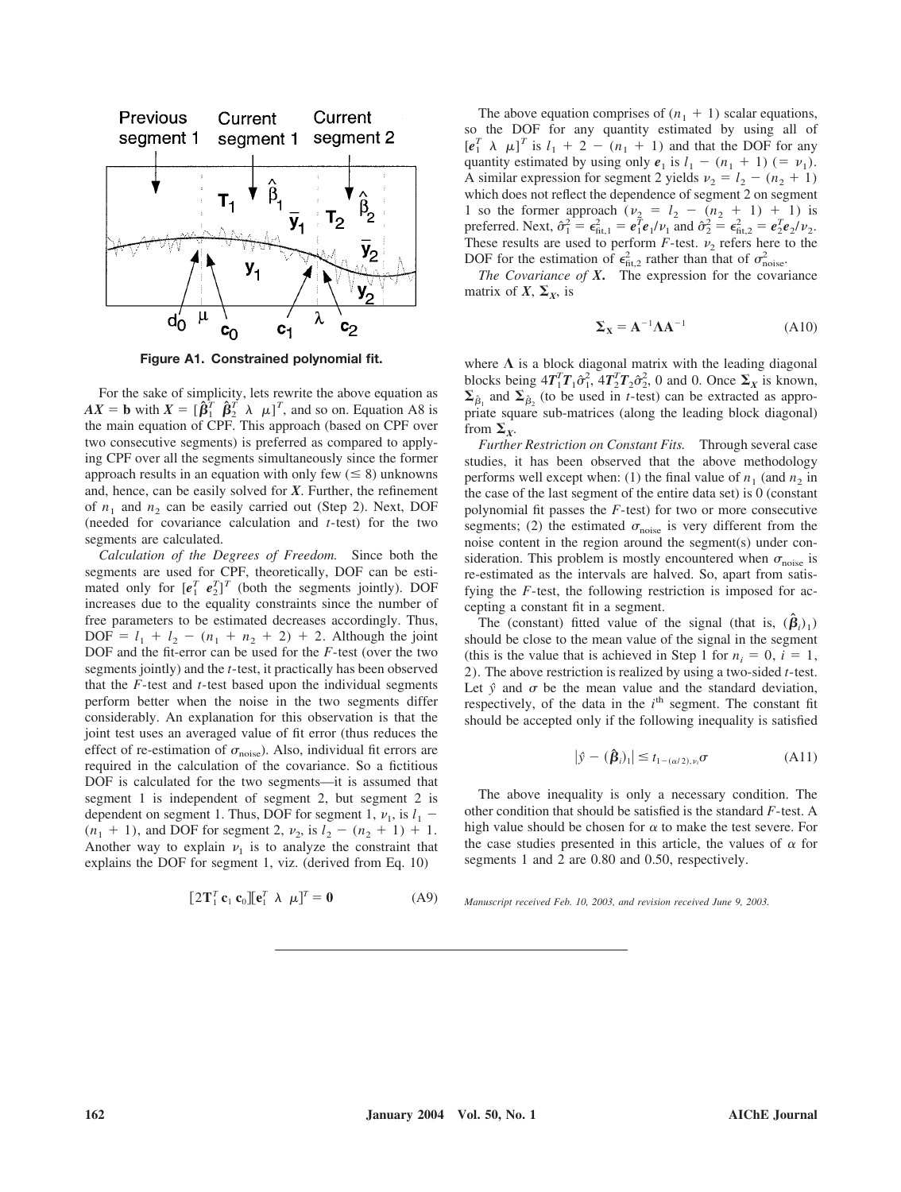Previous segment 1

Current segment 1

Current segment 2

$T_1$ $\hat{\beta}_1$ $\bar{y}_1$ $T_2$ $\hat{\beta}_2$ $\bar{y}_2$

$y_1$ $y_2$

$d_0$ $\mu$ $c_0$ $c_1$ $\lambda$ $c_2$

**Figure A1. Constrained polynomial fit.**

For the sake of simplicity, lets rewrite the above equation as $\boldsymbol{AX} = \mathbf{b}$ with $\boldsymbol{X} = [\hat{\boldsymbol{\beta}}_1^T\ \hat{\boldsymbol{\beta}}_2^T\ \lambda\ \ \mu]^T$, and so on. Equation A8 is the main equation of CPF. This approach (based on CPF over two consecutive segments) is preferred as compared to applying CPF over all the segments simultaneously since the former approach results in an equation with only few ($\leq 8$) unknowns and, hence, can be easily solved for $\boldsymbol{X}$. Further, the refinement of $n_1$ and $n_2$ can be easily carried out (Step 2). Next, DOF (needed for covariance calculation and $t$-test) for the two segments are calculated.

*Calculation of the Degrees of Freedom.* Since both the segments are used for CPF, theoretically, DOF can be estimated only for $[\boldsymbol{e}_1^T\ \boldsymbol{e}_2^T]^T$ (both the segments jointly). DOF increases due to the equality constraints since the number of free parameters to be estimated decreases accordingly. Thus, $\text{DOF} = l_1 + l_2 - (n_1 + n_2 + 2) + 2$. Although the joint DOF and the fit-error can be used for the $F$-test (over the two segments jointly) and the $t$-test, it practically has been observed that the $F$-test and $t$-test based upon the individual segments perform better when the noise in the two segments differ considerably. An explanation for this observation is that the joint test uses an averaged value of fit error (thus reduces the effect of re-estimation of $\sigma_{\text{noise}}$). Also, individual fit errors are required in the calculation of the covariance. So a fictitious DOF is calculated for the two segments—it is assumed that segment 1 is independent of segment 2, but segment 2 is dependent on segment 1. Thus, DOF for segment 1, $\nu_1$, is $l_1 - (n_1 + 1)$, and DOF for segment 2, $\nu_2$, is $l_2 - (n_2 + 1) + 1$. Another way to explain $\nu_1$ is to analyze the constraint that explains the DOF for segment 1, viz. (derived from Eq. 10)

$$[2\mathbf{T}_1^T\ \mathbf{c}_1\ \mathbf{c}_0][\mathbf{e}_1^T\ \lambda\ \ \mu]^T = \mathbf{0} \tag{A9}$$

The above equation comprises of $(n_1 + 1)$ scalar equations, so the DOF for any quantity estimated by using all of $[\boldsymbol{e}_1^T\ \lambda\ \ \mu]^T$ is $l_1 + 2 - (n_1 + 1)$ and that the DOF for any quantity estimated by using only $\boldsymbol{e}_1$ is $l_1 - (n_1 + 1)\ (= \nu_1)$. A similar expression for segment 2 yields $\nu_2 = l_2 - (n_2 + 1)$ which does not reflect the dependence of segment 2 on segment 1 so the former approach ($\nu_2 = l_2 - (n_2 + 1) + 1$) is preferred. Next, $\hat{\sigma}_1^2 = \epsilon_{\text{fit},1}^2 = \boldsymbol{e}_1^T\boldsymbol{e}_1/\nu_1$ and $\hat{\sigma}_2^2 = \epsilon_{\text{fit},2}^2 = \boldsymbol{e}_2^T\boldsymbol{e}_2/\nu_2$. These results are used to perform $F$-test. $\nu_2$ refers here to the DOF for the estimation of $\epsilon_{\text{fit},2}^2$ rather than that of $\sigma_{\text{noise}}^2$.

*The Covariance of $\boldsymbol{X}$.* The expression for the covariance matrix of $\boldsymbol{X}$, $\boldsymbol{\Sigma}_{\boldsymbol{X}}$, is

$$\boldsymbol{\Sigma}_{\mathbf{X}} = \mathbf{A}^{-1}\boldsymbol{\Lambda}\mathbf{A}^{-1} \tag{A10}$$

where $\boldsymbol{\Lambda}$ is a block diagonal matrix with the leading diagonal blocks being $4\boldsymbol{T}_1^T\boldsymbol{T}_1\hat{\sigma}_1^2$, $4\boldsymbol{T}_2^T\boldsymbol{T}_2\hat{\sigma}_2^2$, 0 and 0. Once $\boldsymbol{\Sigma}_{\boldsymbol{X}}$ is known, $\boldsymbol{\Sigma}_{\hat{\beta}_1}$ and $\boldsymbol{\Sigma}_{\hat{\beta}_2}$ (to be used in $t$-test) can be extracted as appropriate square sub-matrices (along the leading block diagonal) from $\boldsymbol{\Sigma}_{\boldsymbol{X}}$.

*Further Restriction on Constant Fits.* Through several case studies, it has been observed that the above methodology performs well except when: (1) the final value of $n_1$ (and $n_2$ in the case of the last segment of the entire data set) is 0 (constant polynomial fit passes the $F$-test) for two or more consecutive segments; (2) the estimated $\sigma_{\text{noise}}$ is very different from the noise content in the region around the segment(s) under consideration. This problem is mostly encountered when $\sigma_{\text{noise}}$ is re-estimated as the intervals are halved. So, apart from satisfying the $F$-test, the following restriction is imposed for accepting a constant fit in a segment.

The (constant) fitted value of the signal (that is, $(\hat{\boldsymbol{\beta}}_i)_1$) should be close to the mean value of the signal in the segment (this is the value that is achieved in Step 1 for $n_i = 0$, $i = 1, 2$). The above restriction is realized by using a two-sided $t$-test. Let $\hat{y}$ and $\sigma$ be the mean value and the standard deviation, respectively, of the data in the $i^{\text{th}}$ segment. The constant fit should be accepted only if the following inequality is satisfied

$$|\hat{y} - (\hat{\boldsymbol{\beta}}_i)_1| \leq t_{1-(\alpha/2),\nu_i}\sigma \tag{A11}$$

The above inequality is only a necessary condition. The other condition that should be satisfied is the standard $F$-test. A high value should be chosen for $\alpha$ to make the test severe. For the case studies presented in this article, the values of $\alpha$ for segments 1 and 2 are 0.80 and 0.50, respectively.

*Manuscript received Feb. 10, 2003, and revision received June 9, 2003.*